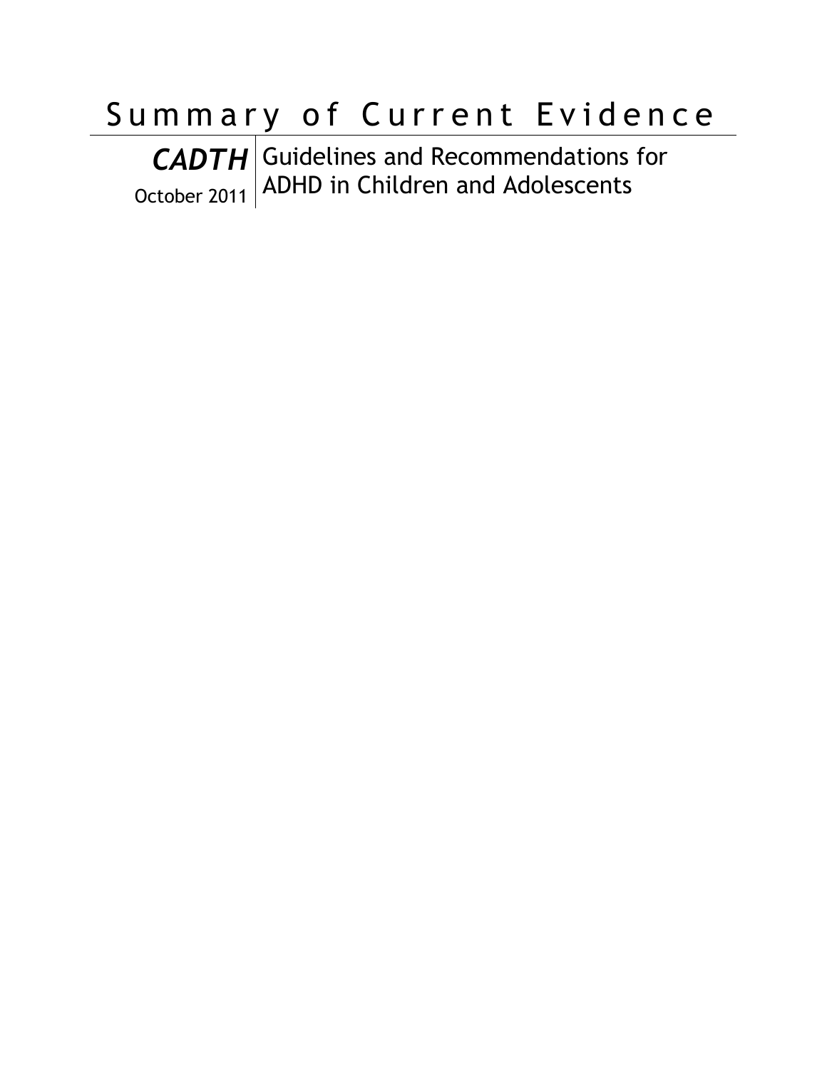# Summary of Current Evidence

***CADTH***

October 2011

Guidelines and Recommendations for ADHD in Children and Adolescents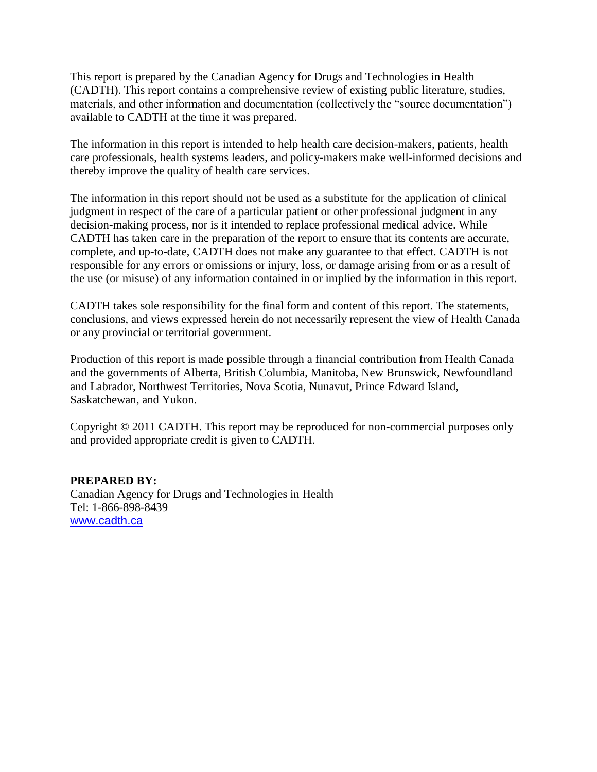This report is prepared by the Canadian Agency for Drugs and Technologies in Health (CADTH). This report contains a comprehensive review of existing public literature, studies, materials, and other information and documentation (collectively the "source documentation") available to CADTH at the time it was prepared.

The information in this report is intended to help health care decision-makers, patients, health care professionals, health systems leaders, and policy-makers make well-informed decisions and thereby improve the quality of health care services.

The information in this report should not be used as a substitute for the application of clinical judgment in respect of the care of a particular patient or other professional judgment in any decision-making process, nor is it intended to replace professional medical advice. While CADTH has taken care in the preparation of the report to ensure that its contents are accurate, complete, and up-to-date, CADTH does not make any guarantee to that effect. CADTH is not responsible for any errors or omissions or injury, loss, or damage arising from or as a result of the use (or misuse) of any information contained in or implied by the information in this report.

CADTH takes sole responsibility for the final form and content of this report. The statements, conclusions, and views expressed herein do not necessarily represent the view of Health Canada or any provincial or territorial government.

Production of this report is made possible through a financial contribution from Health Canada and the governments of Alberta, British Columbia, Manitoba, New Brunswick, Newfoundland and Labrador, Northwest Territories, Nova Scotia, Nunavut, Prince Edward Island, Saskatchewan, and Yukon.

Copyright © 2011 CADTH. This report may be reproduced for non-commercial purposes only and provided appropriate credit is given to CADTH.

**PREPARED BY:**
Canadian Agency for Drugs and Technologies in Health
Tel: 1-866-898-8439
www.cadth.ca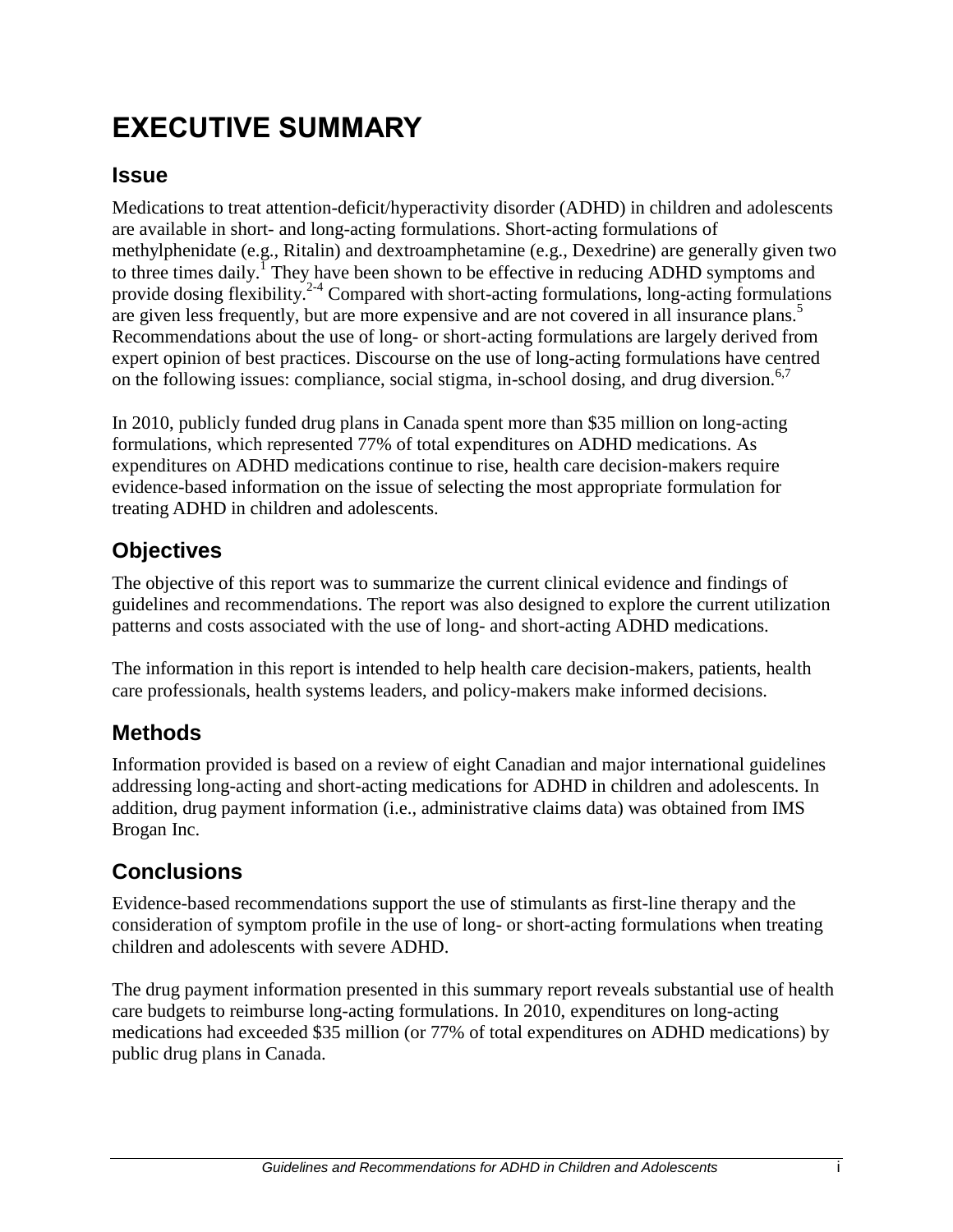# EXECUTIVE SUMMARY

## Issue

Medications to treat attention-deficit/hyperactivity disorder (ADHD) in children and adolescents are available in short- and long-acting formulations. Short-acting formulations of methylphenidate (e.g., Ritalin) and dextroamphetamine (e.g., Dexedrine) are generally given two to three times daily.[1] They have been shown to be effective in reducing ADHD symptoms and provide dosing flexibility.[2-4] Compared with short-acting formulations, long-acting formulations are given less frequently, but are more expensive and are not covered in all insurance plans.[5] Recommendations about the use of long- or short-acting formulations are largely derived from expert opinion of best practices. Discourse on the use of long-acting formulations have centred on the following issues: compliance, social stigma, in-school dosing, and drug diversion.[6,7]

In 2010, publicly funded drug plans in Canada spent more than $35 million on long-acting formulations, which represented 77% of total expenditures on ADHD medications. As expenditures on ADHD medications continue to rise, health care decision-makers require evidence-based information on the issue of selecting the most appropriate formulation for treating ADHD in children and adolescents.

## Objectives

The objective of this report was to summarize the current clinical evidence and findings of guidelines and recommendations. The report was also designed to explore the current utilization patterns and costs associated with the use of long- and short-acting ADHD medications.

The information in this report is intended to help health care decision-makers, patients, health care professionals, health systems leaders, and policy-makers make informed decisions.

## Methods

Information provided is based on a review of eight Canadian and major international guidelines addressing long-acting and short-acting medications for ADHD in children and adolescents. In addition, drug payment information (i.e., administrative claims data) was obtained from IMS Brogan Inc.

## Conclusions

Evidence-based recommendations support the use of stimulants as first-line therapy and the consideration of symptom profile in the use of long- or short-acting formulations when treating children and adolescents with severe ADHD.

The drug payment information presented in this summary report reveals substantial use of health care budgets to reimburse long-acting formulations. In 2010, expenditures on long-acting medications had exceeded $35 million (or 77% of total expenditures on ADHD medications) by public drug plans in Canada.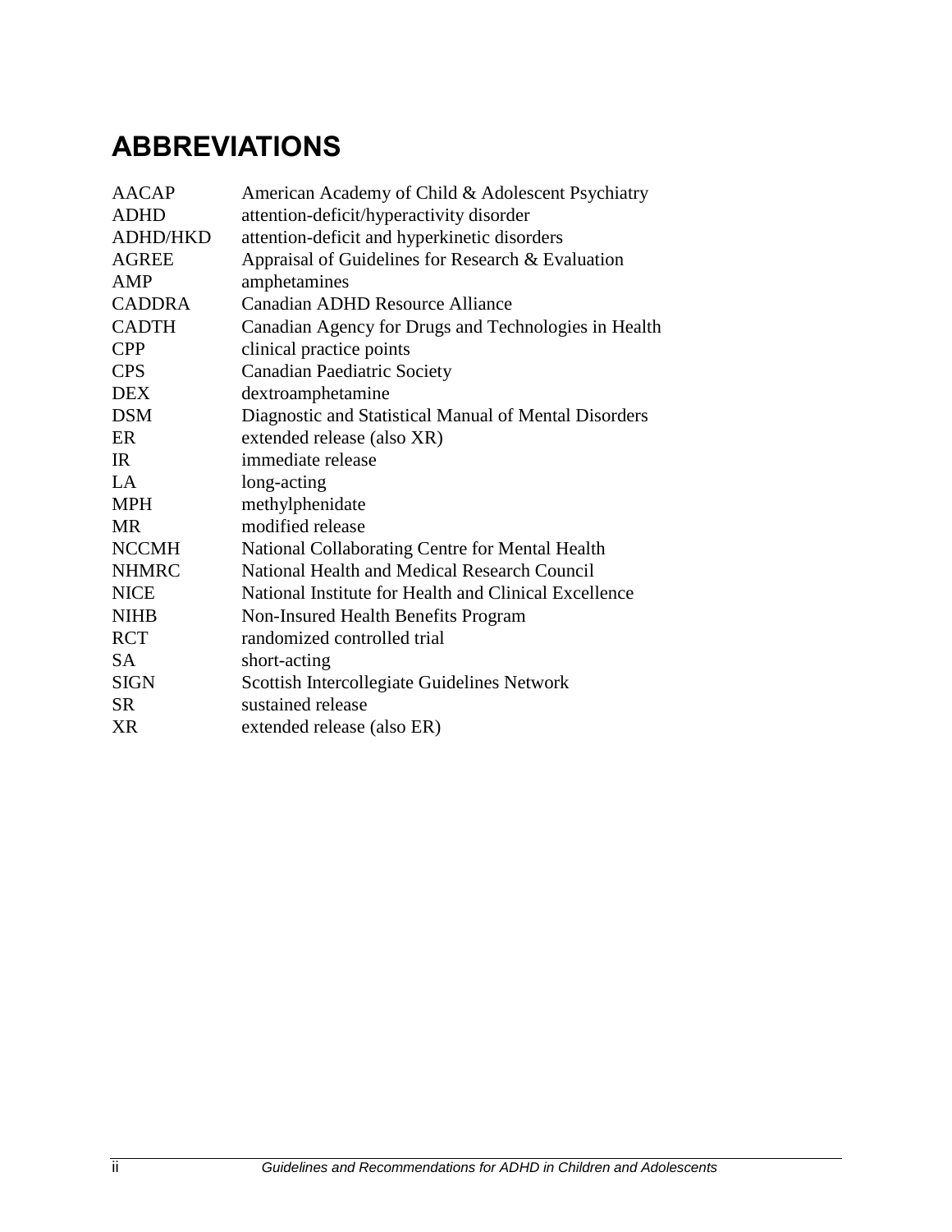# ABBREVIATIONS

| | |
|---|---|
| AACAP | American Academy of Child & Adolescent Psychiatry |
| ADHD | attention-deficit/hyperactivity disorder |
| ADHD/HKD | attention-deficit and hyperkinetic disorders |
| AGREE | Appraisal of Guidelines for Research & Evaluation |
| AMP | amphetamines |
| CADDRA | Canadian ADHD Resource Alliance |
| CADTH | Canadian Agency for Drugs and Technologies in Health |
| CPP | clinical practice points |
| CPS | Canadian Paediatric Society |
| DEX | dextroamphetamine |
| DSM | Diagnostic and Statistical Manual of Mental Disorders |
| ER | extended release (also XR) |
| IR | immediate release |
| LA | long-acting |
| MPH | methylphenidate |
| MR | modified release |
| NCCMH | National Collaborating Centre for Mental Health |
| NHMRC | National Health and Medical Research Council |
| NICE | National Institute for Health and Clinical Excellence |
| NIHB | Non-Insured Health Benefits Program |
| RCT | randomized controlled trial |
| SA | short-acting |
| SIGN | Scottish Intercollegiate Guidelines Network |
| SR | sustained release |
| XR | extended release (also ER) |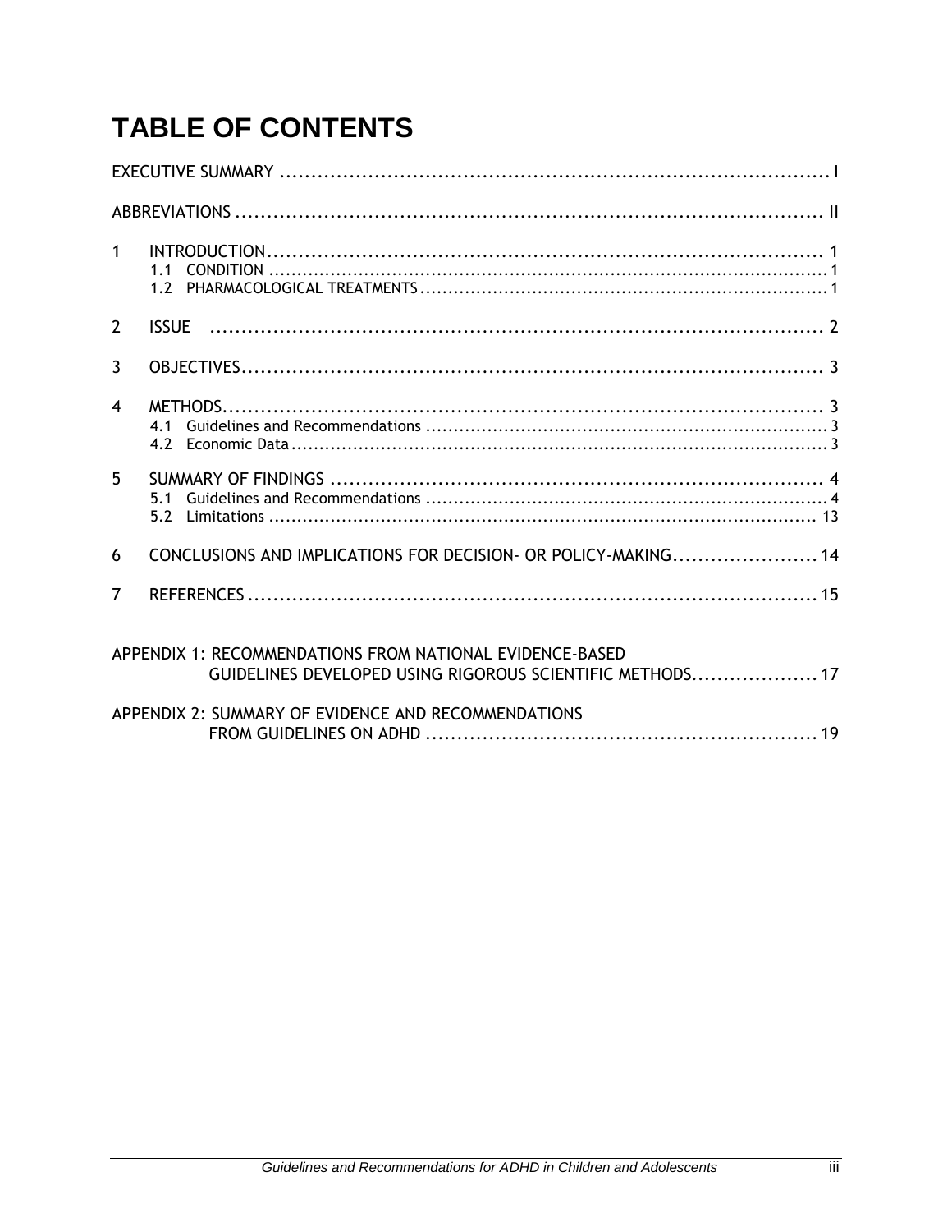# TABLE OF CONTENTS

EXECUTIVE SUMMARY .......... I

ABBREVIATIONS .......... II

1 INTRODUCTION .......... 1
 1.1 CONDITION .......... 1
 1.2 PHARMACOLOGICAL TREATMENTS .......... 1

2 ISSUE .......... 2

3 OBJECTIVES .......... 3

4 METHODS .......... 3
 4.1 Guidelines and Recommendations .......... 3
 4.2 Economic Data .......... 3

5 SUMMARY OF FINDINGS .......... 4
 5.1 Guidelines and Recommendations .......... 4
 5.2 Limitations .......... 13

6 CONCLUSIONS AND IMPLICATIONS FOR DECISION- OR POLICY-MAKING .......... 14

7 REFERENCES .......... 15

APPENDIX 1: RECOMMENDATIONS FROM NATIONAL EVIDENCE-BASED GUIDELINES DEVELOPED USING RIGOROUS SCIENTIFIC METHODS .......... 17

APPENDIX 2: SUMMARY OF EVIDENCE AND RECOMMENDATIONS FROM GUIDELINES ON ADHD .......... 19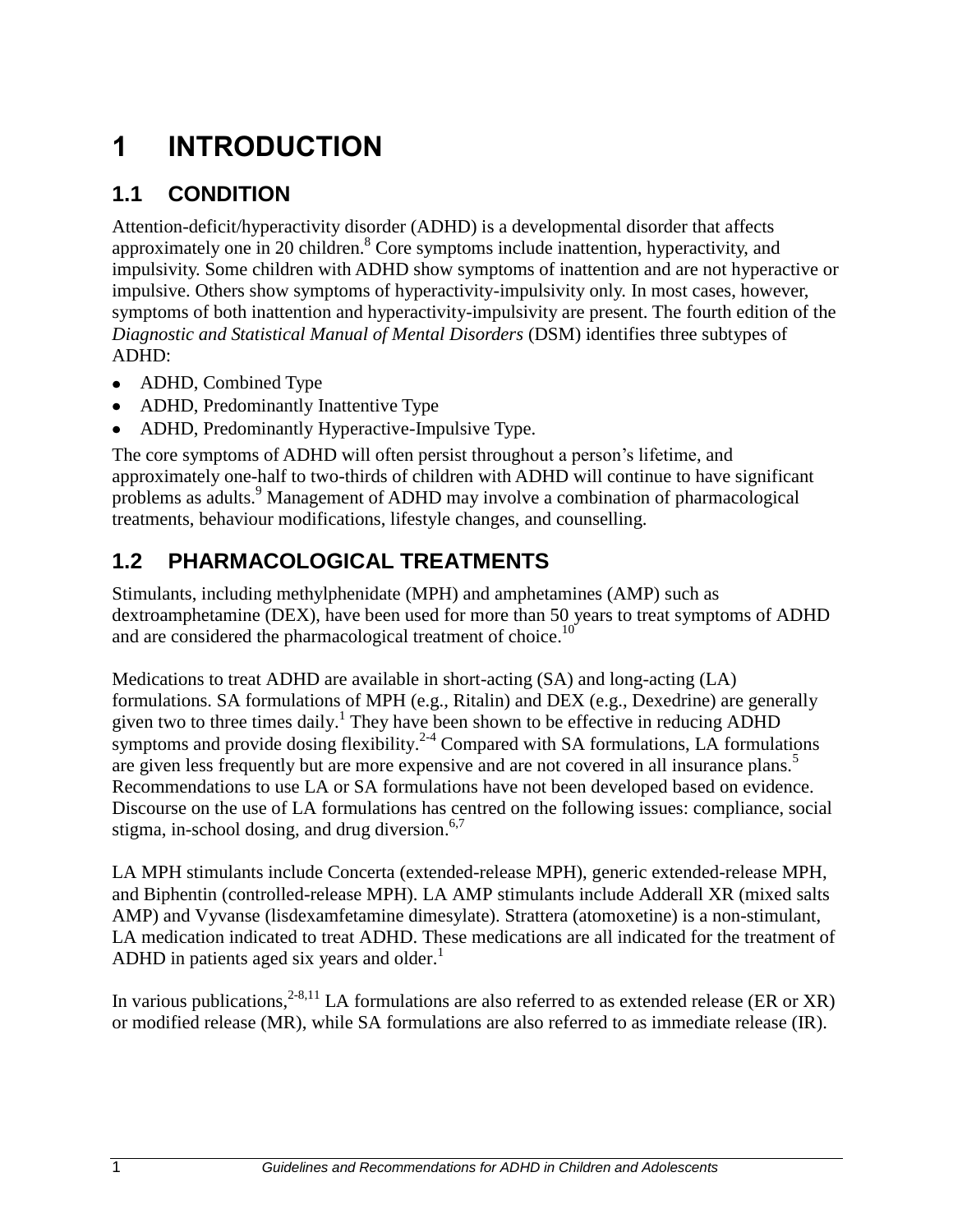# 1 INTRODUCTION

## 1.1 CONDITION

Attention-deficit/hyperactivity disorder (ADHD) is a developmental disorder that affects approximately one in 20 children.[8] Core symptoms include inattention, hyperactivity, and impulsivity. Some children with ADHD show symptoms of inattention and are not hyperactive or impulsive. Others show symptoms of hyperactivity-impulsivity only. In most cases, however, symptoms of both inattention and hyperactivity-impulsivity are present. The fourth edition of the *Diagnostic and Statistical Manual of Mental Disorders* (DSM) identifies three subtypes of ADHD:

- ADHD, Combined Type
- ADHD, Predominantly Inattentive Type
- ADHD, Predominantly Hyperactive-Impulsive Type.

The core symptoms of ADHD will often persist throughout a person's lifetime, and approximately one-half to two-thirds of children with ADHD will continue to have significant problems as adults.[9] Management of ADHD may involve a combination of pharmacological treatments, behaviour modifications, lifestyle changes, and counselling.

## 1.2 PHARMACOLOGICAL TREATMENTS

Stimulants, including methylphenidate (MPH) and amphetamines (AMP) such as dextroamphetamine (DEX), have been used for more than 50 years to treat symptoms of ADHD and are considered the pharmacological treatment of choice.[10]

Medications to treat ADHD are available in short-acting (SA) and long-acting (LA) formulations. SA formulations of MPH (e.g., Ritalin) and DEX (e.g., Dexedrine) are generally given two to three times daily.[1] They have been shown to be effective in reducing ADHD symptoms and provide dosing flexibility.[2-4] Compared with SA formulations, LA formulations are given less frequently but are more expensive and are not covered in all insurance plans.[5] Recommendations to use LA or SA formulations have not been developed based on evidence. Discourse on the use of LA formulations has centred on the following issues: compliance, social stigma, in-school dosing, and drug diversion.[6,7]

LA MPH stimulants include Concerta (extended-release MPH), generic extended-release MPH, and Biphentin (controlled-release MPH). LA AMP stimulants include Adderall XR (mixed salts AMP) and Vyvanse (lisdexamfetamine dimesylate). Strattera (atomoxetine) is a non-stimulant, LA medication indicated to treat ADHD. These medications are all indicated for the treatment of ADHD in patients aged six years and older.[1]

In various publications,[2-8,11] LA formulations are also referred to as extended release (ER or XR) or modified release (MR), while SA formulations are also referred to as immediate release (IR).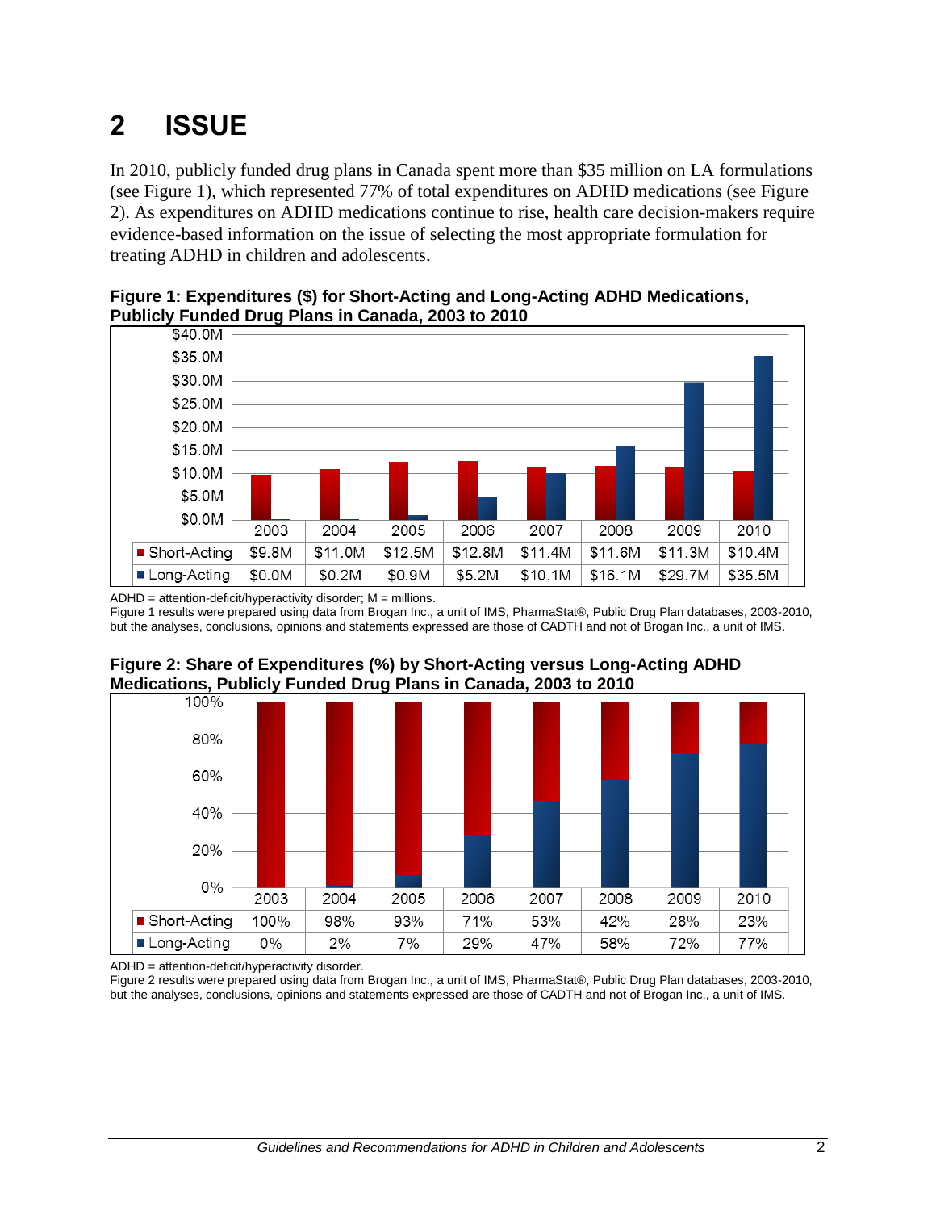# 2 ISSUE

In 2010, publicly funded drug plans in Canada spent more than $35 million on LA formulations (see Figure 1), which represented 77% of total expenditures on ADHD medications (see Figure 2). As expenditures on ADHD medications continue to rise, health care decision-makers require evidence-based information on the issue of selecting the most appropriate formulation for treating ADHD in children and adolescents.

**Figure 1: Expenditures ($) for Short-Acting and Long-Acting ADHD Medications, Publicly Funded Drug Plans in Canada, 2003 to 2010**

| | 2003 | 2004 | 2005 | 2006 | 2007 | 2008 | 2009 | 2010 |
|---|---|---|---|---|---|---|---|---|
| Short-Acting | $9.8M | $11.0M | $12.5M | $12.8M | $11.4M | $11.6M | $11.3M | $10.4M |
| Long-Acting | $0.0M | $0.2M | $0.9M | $5.2M | $10.1M | $16.1M | $29.7M | $35.5M |

ADHD = attention-deficit/hyperactivity disorder; M = millions.
Figure 1 results were prepared using data from Brogan Inc., a unit of IMS, PharmaStat®, Public Drug Plan databases, 2003-2010, but the analyses, conclusions, opinions and statements expressed are those of CADTH and not of Brogan Inc., a unit of IMS.

**Figure 2: Share of Expenditures (%) by Short-Acting versus Long-Acting ADHD Medications, Publicly Funded Drug Plans in Canada, 2003 to 2010**

| | 2003 | 2004 | 2005 | 2006 | 2007 | 2008 | 2009 | 2010 |
|---|---|---|---|---|---|---|---|---|
| Short-Acting | 100% | 98% | 93% | 71% | 53% | 42% | 28% | 23% |
| Long-Acting | 0% | 2% | 7% | 29% | 47% | 58% | 72% | 77% |

ADHD = attention-deficit/hyperactivity disorder.
Figure 2 results were prepared using data from Brogan Inc., a unit of IMS, PharmaStat®, Public Drug Plan databases, 2003-2010, but the analyses, conclusions, opinions and statements expressed are those of CADTH and not of Brogan Inc., a unit of IMS.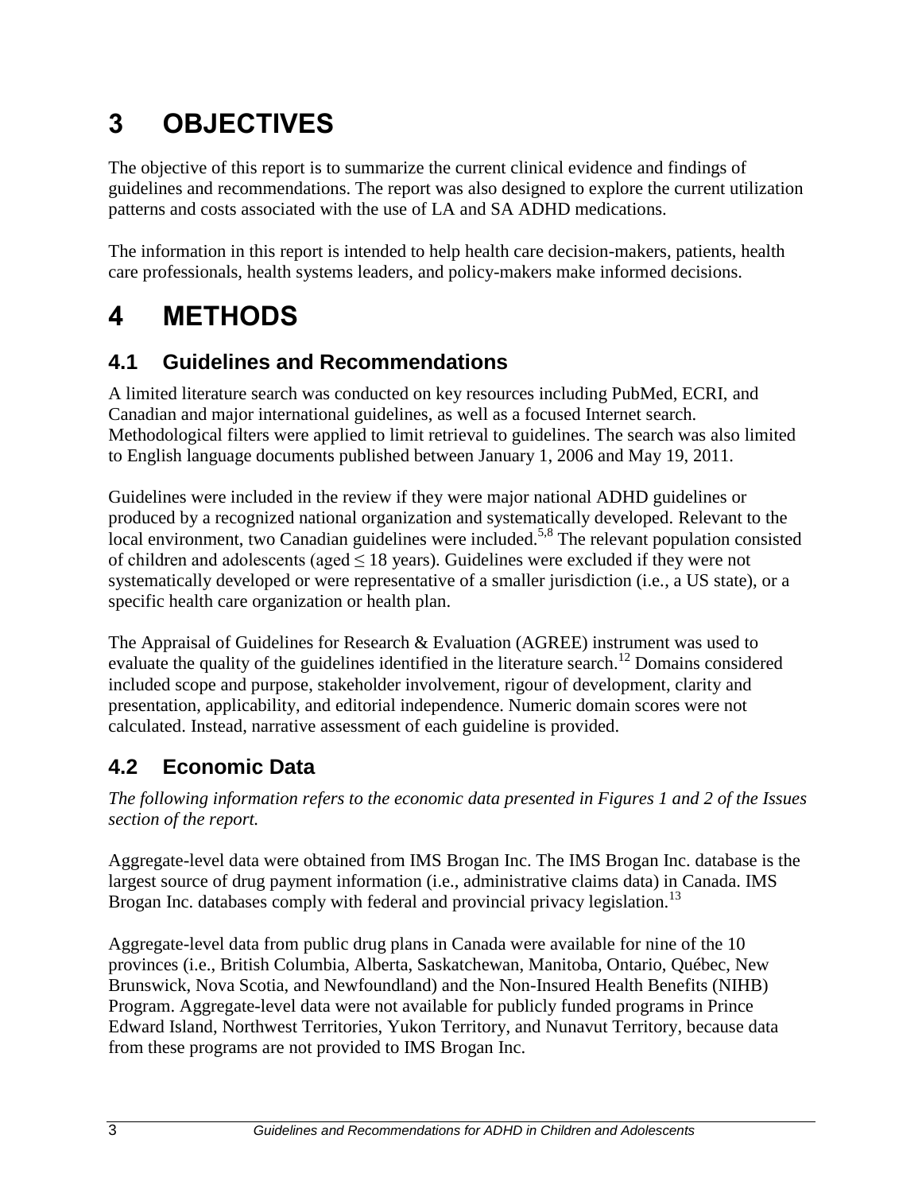# 3 OBJECTIVES

The objective of this report is to summarize the current clinical evidence and findings of guidelines and recommendations. The report was also designed to explore the current utilization patterns and costs associated with the use of LA and SA ADHD medications.

The information in this report is intended to help health care decision-makers, patients, health care professionals, health systems leaders, and policy-makers make informed decisions.

# 4 METHODS

## 4.1 Guidelines and Recommendations

A limited literature search was conducted on key resources including PubMed, ECRI, and Canadian and major international guidelines, as well as a focused Internet search. Methodological filters were applied to limit retrieval to guidelines. The search was also limited to English language documents published between January 1, 2006 and May 19, 2011.

Guidelines were included in the review if they were major national ADHD guidelines or produced by a recognized national organization and systematically developed. Relevant to the local environment, two Canadian guidelines were included.[5,8] The relevant population consisted of children and adolescents (aged ≤ 18 years). Guidelines were excluded if they were not systematically developed or were representative of a smaller jurisdiction (i.e., a US state), or a specific health care organization or health plan.

The Appraisal of Guidelines for Research & Evaluation (AGREE) instrument was used to evaluate the quality of the guidelines identified in the literature search.[12] Domains considered included scope and purpose, stakeholder involvement, rigour of development, clarity and presentation, applicability, and editorial independence. Numeric domain scores were not calculated. Instead, narrative assessment of each guideline is provided.

## 4.2 Economic Data

*The following information refers to the economic data presented in Figures 1 and 2 of the Issues section of the report.*

Aggregate-level data were obtained from IMS Brogan Inc. The IMS Brogan Inc. database is the largest source of drug payment information (i.e., administrative claims data) in Canada. IMS Brogan Inc. databases comply with federal and provincial privacy legislation.[13]

Aggregate-level data from public drug plans in Canada were available for nine of the 10 provinces (i.e., British Columbia, Alberta, Saskatchewan, Manitoba, Ontario, Québec, New Brunswick, Nova Scotia, and Newfoundland) and the Non-Insured Health Benefits (NIHB) Program. Aggregate-level data were not available for publicly funded programs in Prince Edward Island, Northwest Territories, Yukon Territory, and Nunavut Territory, because data from these programs are not provided to IMS Brogan Inc.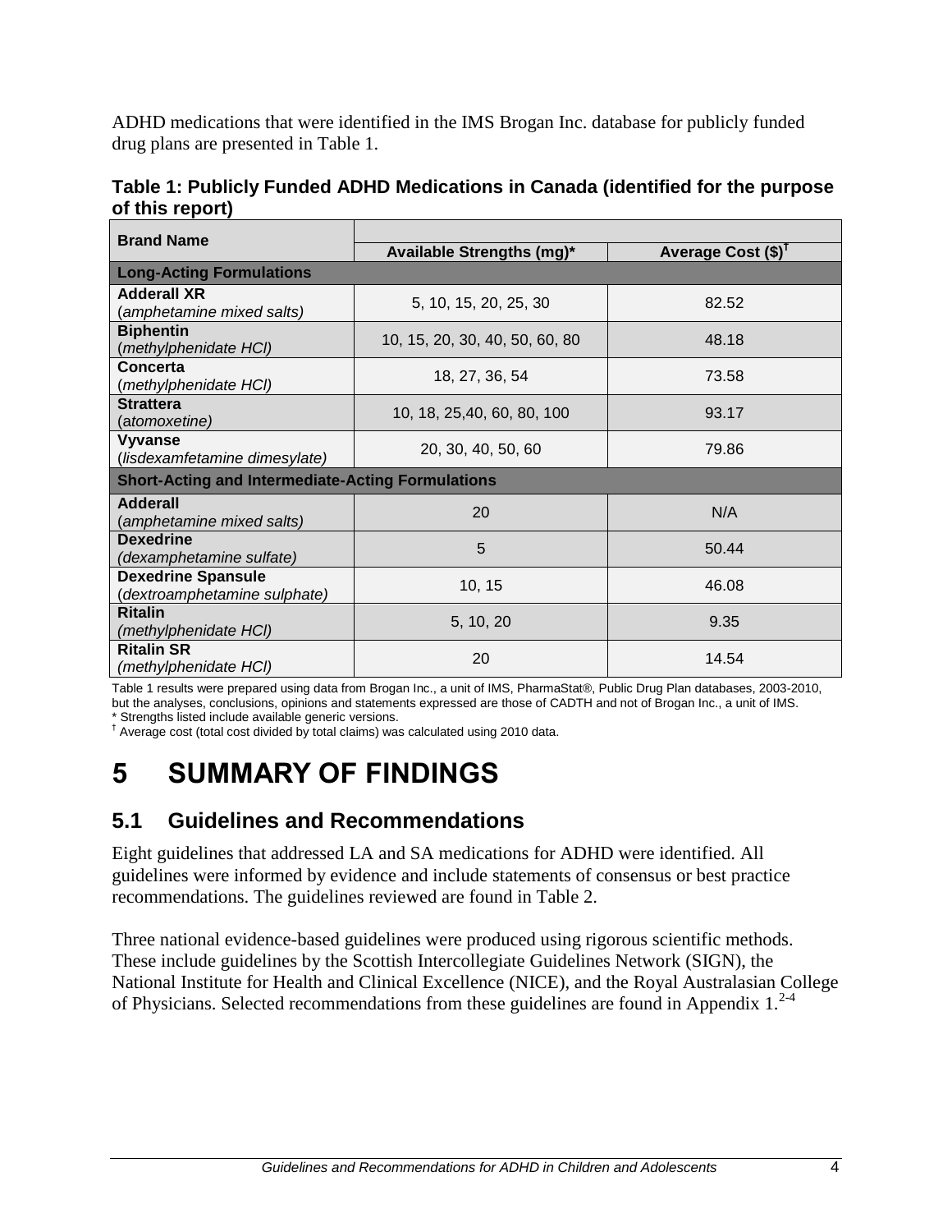ADHD medications that were identified in the IMS Brogan Inc. database for publicly funded drug plans are presented in Table 1.

**Table 1: Publicly Funded ADHD Medications in Canada (identified for the purpose of this report)**

| Brand Name | Available Strengths (mg)* | Average Cost ($)† |
|---|---|---|
| **Long-Acting Formulations** | | |
| **Adderall XR** (*amphetamine mixed salts*) | 5, 10, 15, 20, 25, 30 | 82.52 |
| **Biphentin** (*methylphenidate HCl*) | 10, 15, 20, 30, 40, 50, 60, 80 | 48.18 |
| **Concerta** (*methylphenidate HCl*) | 18, 27, 36, 54 | 73.58 |
| **Strattera** (*atomoxetine*) | 10, 18, 25,40, 60, 80, 100 | 93.17 |
| **Vyvanse** (*lisdexamfetamine dimesylate*) | 20, 30, 40, 50, 60 | 79.86 |
| **Short-Acting and Intermediate-Acting Formulations** | | |
| **Adderall** (*amphetamine mixed salts*) | 20 | N/A |
| **Dexedrine** (*dexamphetamine sulfate*) | 5 | 50.44 |
| **Dexedrine Spansule** (*dextroamphetamine sulphate*) | 10, 15 | 46.08 |
| **Ritalin** (*methylphenidate HCl*) | 5, 10, 20 | 9.35 |
| **Ritalin SR** (*methylphenidate HCl*) | 20 | 14.54 |

Table 1 results were prepared using data from Brogan Inc., a unit of IMS, PharmaStat®, Public Drug Plan databases, 2003-2010, but the analyses, conclusions, opinions and statements expressed are those of CADTH and not of Brogan Inc., a unit of IMS.
\* Strengths listed include available generic versions.
† Average cost (total cost divided by total claims) was calculated using 2010 data.

# 5 SUMMARY OF FINDINGS

## 5.1 Guidelines and Recommendations

Eight guidelines that addressed LA and SA medications for ADHD were identified. All guidelines were informed by evidence and include statements of consensus or best practice recommendations. The guidelines reviewed are found in Table 2.

Three national evidence-based guidelines were produced using rigorous scientific methods. These include guidelines by the Scottish Intercollegiate Guidelines Network (SIGN), the National Institute for Health and Clinical Excellence (NICE), and the Royal Australasian College of Physicians. Selected recommendations from these guidelines are found in Appendix 1.[2-4]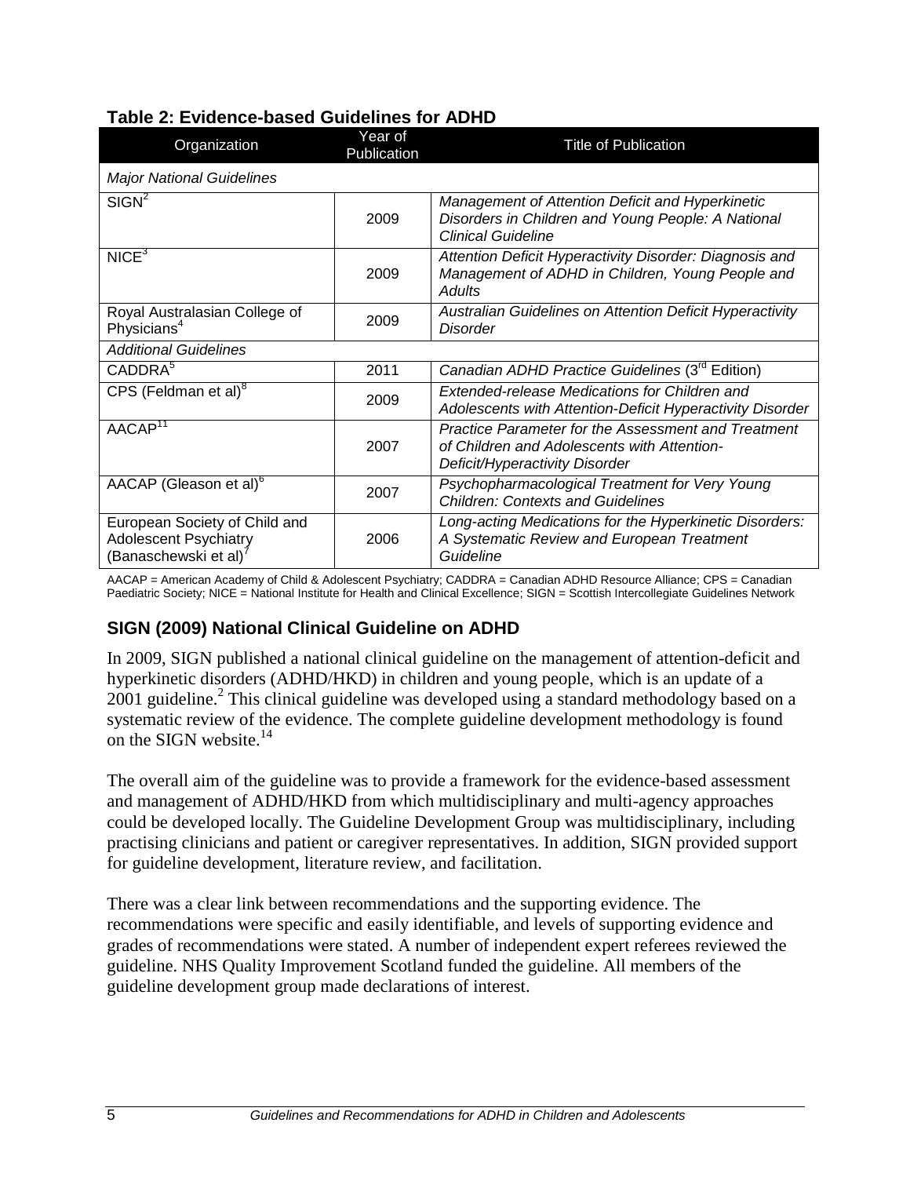**Table 2: Evidence-based Guidelines for ADHD**

| Organization | Year of Publication | Title of Publication |
|---|---|---|
| *Major National Guidelines* | | |
| SIGN[2] | 2009 | *Management of Attention Deficit and Hyperkinetic Disorders in Children and Young People: A National Clinical Guideline* |
| NICE[3] | 2009 | *Attention Deficit Hyperactivity Disorder: Diagnosis and Management of ADHD in Children, Young People and Adults* |
| Royal Australasian College of Physicians[4] | 2009 | *Australian Guidelines on Attention Deficit Hyperactivity Disorder* |
| *Additional Guidelines* | | |
| CADDRA[5] | 2011 | *Canadian ADHD Practice Guidelines* (3rd Edition) |
| CPS (Feldman et al)[8] | 2009 | *Extended-release Medications for Children and Adolescents with Attention-Deficit Hyperactivity Disorder* |
| AACAP[11] | 2007 | *Practice Parameter for the Assessment and Treatment of Children and Adolescents with Attention-Deficit/Hyperactivity Disorder* |
| AACAP (Gleason et al)[6] | 2007 | *Psychopharmacological Treatment for Very Young Children: Contexts and Guidelines* |
| European Society of Child and Adolescent Psychiatry (Banaschewski et al)[7] | 2006 | *Long-acting Medications for the Hyperkinetic Disorders: A Systematic Review and European Treatment Guideline* |

AACAP = American Academy of Child & Adolescent Psychiatry; CADDRA = Canadian ADHD Resource Alliance; CPS = Canadian Paediatric Society; NICE = National Institute for Health and Clinical Excellence; SIGN = Scottish Intercollegiate Guidelines Network

## SIGN (2009) National Clinical Guideline on ADHD

In 2009, SIGN published a national clinical guideline on the management of attention-deficit and hyperkinetic disorders (ADHD/HKD) in children and young people, which is an update of a 2001 guideline.[2] This clinical guideline was developed using a standard methodology based on a systematic review of the evidence. The complete guideline development methodology is found on the SIGN website.[14]

The overall aim of the guideline was to provide a framework for the evidence-based assessment and management of ADHD/HKD from which multidisciplinary and multi-agency approaches could be developed locally. The Guideline Development Group was multidisciplinary, including practising clinicians and patient or caregiver representatives. In addition, SIGN provided support for guideline development, literature review, and facilitation.

There was a clear link between recommendations and the supporting evidence. The recommendations were specific and easily identifiable, and levels of supporting evidence and grades of recommendations were stated. A number of independent expert referees reviewed the guideline. NHS Quality Improvement Scotland funded the guideline. All members of the guideline development group made declarations of interest.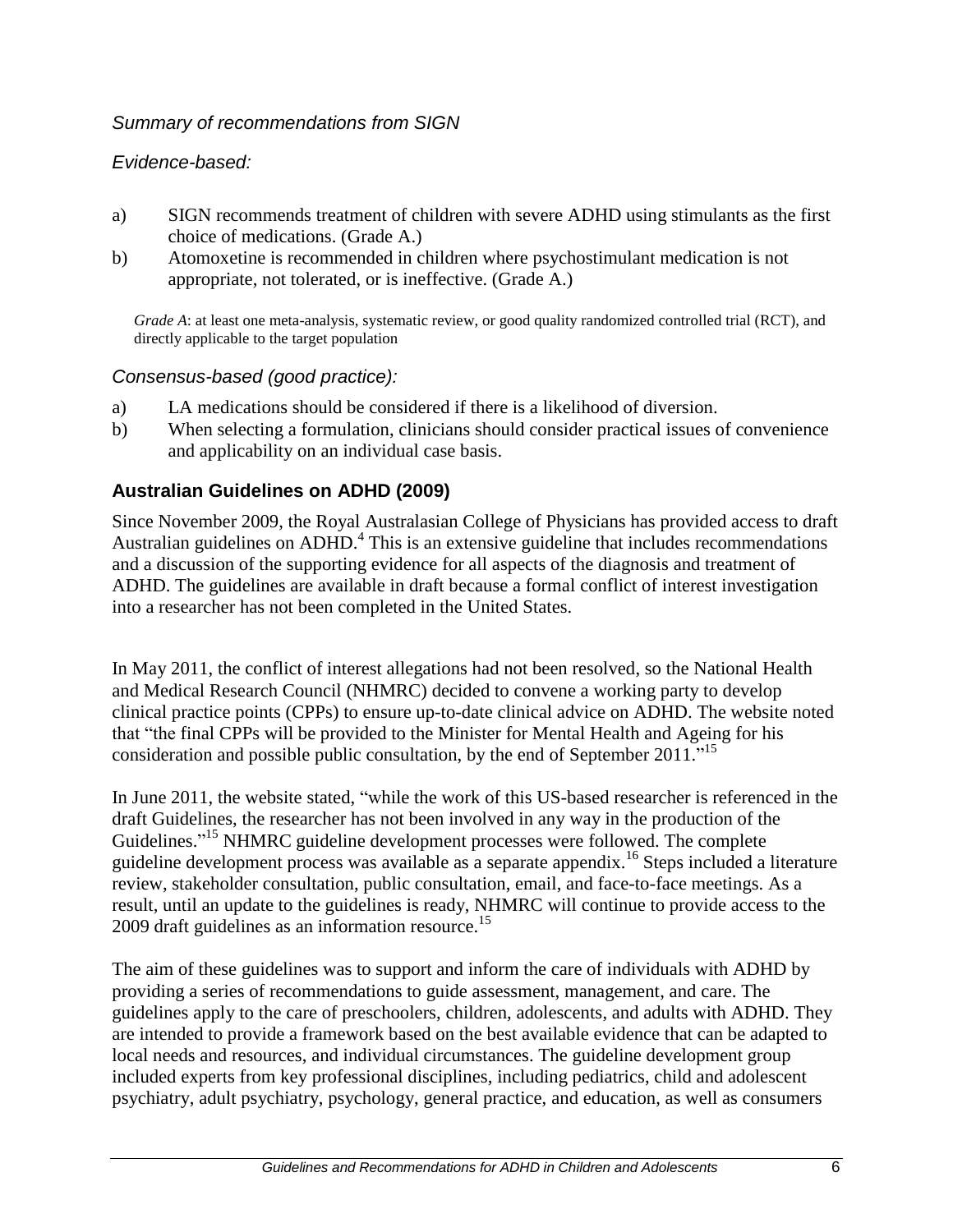*Summary of recommendations from SIGN*

*Evidence-based:*

a) SIGN recommends treatment of children with severe ADHD using stimulants as the first choice of medications. (Grade A.)
b) Atomoxetine is recommended in children where psychostimulant medication is not appropriate, not tolerated, or is ineffective. (Grade A.)

*Grade A*: at least one meta-analysis, systematic review, or good quality randomized controlled trial (RCT), and directly applicable to the target population

*Consensus-based (good practice):*

a) LA medications should be considered if there is a likelihood of diversion.
b) When selecting a formulation, clinicians should consider practical issues of convenience and applicability on an individual case basis.

### Australian Guidelines on ADHD (2009)

Since November 2009, the Royal Australasian College of Physicians has provided access to draft Australian guidelines on ADHD.[4] This is an extensive guideline that includes recommendations and a discussion of the supporting evidence for all aspects of the diagnosis and treatment of ADHD. The guidelines are available in draft because a formal conflict of interest investigation into a researcher has not been completed in the United States.

In May 2011, the conflict of interest allegations had not been resolved, so the National Health and Medical Research Council (NHMRC) decided to convene a working party to develop clinical practice points (CPPs) to ensure up-to-date clinical advice on ADHD. The website noted that "the final CPPs will be provided to the Minister for Mental Health and Ageing for his consideration and possible public consultation, by the end of September 2011."[15]

In June 2011, the website stated, "while the work of this US-based researcher is referenced in the draft Guidelines, the researcher has not been involved in any way in the production of the Guidelines."[15] NHMRC guideline development processes were followed. The complete guideline development process was available as a separate appendix.[16] Steps included a literature review, stakeholder consultation, public consultation, email, and face-to-face meetings. As a result, until an update to the guidelines is ready, NHMRC will continue to provide access to the 2009 draft guidelines as an information resource.[15]

The aim of these guidelines was to support and inform the care of individuals with ADHD by providing a series of recommendations to guide assessment, management, and care. The guidelines apply to the care of preschoolers, children, adolescents, and adults with ADHD. They are intended to provide a framework based on the best available evidence that can be adapted to local needs and resources, and individual circumstances. The guideline development group included experts from key professional disciplines, including pediatrics, child and adolescent psychiatry, adult psychiatry, psychology, general practice, and education, as well as consumers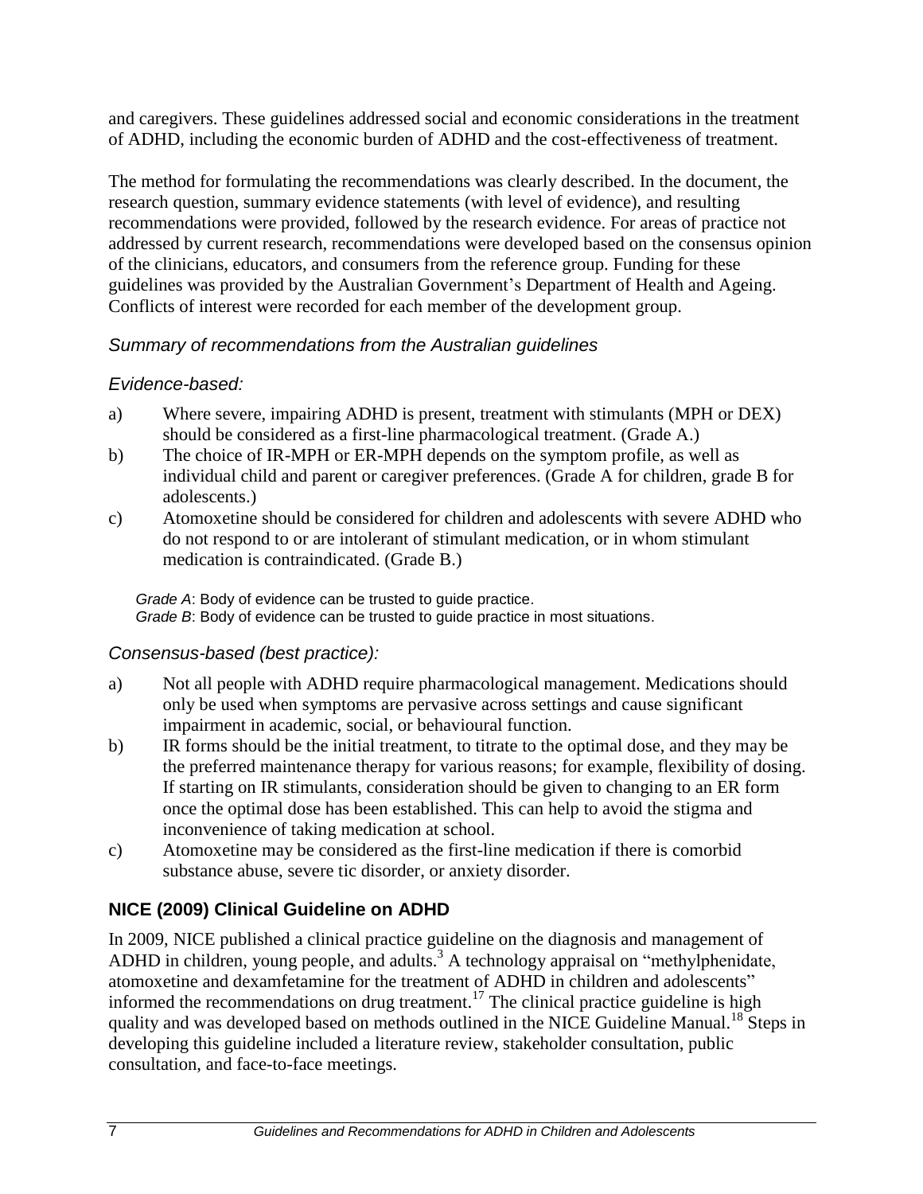and caregivers. These guidelines addressed social and economic considerations in the treatment of ADHD, including the economic burden of ADHD and the cost-effectiveness of treatment.

The method for formulating the recommendations was clearly described. In the document, the research question, summary evidence statements (with level of evidence), and resulting recommendations were provided, followed by the research evidence. For areas of practice not addressed by current research, recommendations were developed based on the consensus opinion of the clinicians, educators, and consumers from the reference group. Funding for these guidelines was provided by the Australian Government's Department of Health and Ageing. Conflicts of interest were recorded for each member of the development group.

*Summary of recommendations from the Australian guidelines*

*Evidence-based:*

a) Where severe, impairing ADHD is present, treatment with stimulants (MPH or DEX) should be considered as a first-line pharmacological treatment. (Grade A.)
b) The choice of IR-MPH or ER-MPH depends on the symptom profile, as well as individual child and parent or caregiver preferences. (Grade A for children, grade B for adolescents.)
c) Atomoxetine should be considered for children and adolescents with severe ADHD who do not respond to or are intolerant of stimulant medication, or in whom stimulant medication is contraindicated. (Grade B.)

*Grade A*: Body of evidence can be trusted to guide practice.
*Grade B*: Body of evidence can be trusted to guide practice in most situations.

*Consensus-based (best practice):*

a) Not all people with ADHD require pharmacological management. Medications should only be used when symptoms are pervasive across settings and cause significant impairment in academic, social, or behavioural function.
b) IR forms should be the initial treatment, to titrate to the optimal dose, and they may be the preferred maintenance therapy for various reasons; for example, flexibility of dosing. If starting on IR stimulants, consideration should be given to changing to an ER form once the optimal dose has been established. This can help to avoid the stigma and inconvenience of taking medication at school.
c) Atomoxetine may be considered as the first-line medication if there is comorbid substance abuse, severe tic disorder, or anxiety disorder.

### NICE (2009) Clinical Guideline on ADHD

In 2009, NICE published a clinical practice guideline on the diagnosis and management of ADHD in children, young people, and adults.[3] A technology appraisal on "methylphenidate, atomoxetine and dexamfetamine for the treatment of ADHD in children and adolescents" informed the recommendations on drug treatment.[17] The clinical practice guideline is high quality and was developed based on methods outlined in the NICE Guideline Manual.[18] Steps in developing this guideline included a literature review, stakeholder consultation, public consultation, and face-to-face meetings.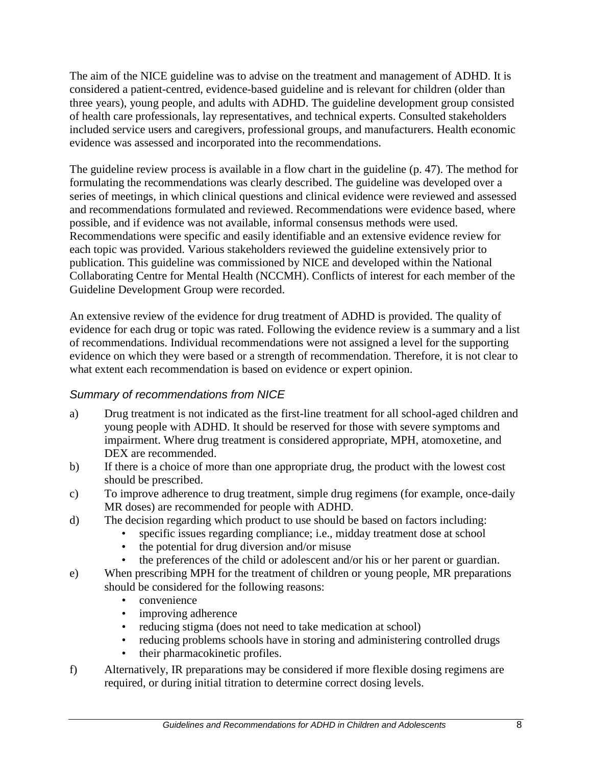The aim of the NICE guideline was to advise on the treatment and management of ADHD. It is considered a patient-centred, evidence-based guideline and is relevant for children (older than three years), young people, and adults with ADHD. The guideline development group consisted of health care professionals, lay representatives, and technical experts. Consulted stakeholders included service users and caregivers, professional groups, and manufacturers. Health economic evidence was assessed and incorporated into the recommendations.

The guideline review process is available in a flow chart in the guideline (p. 47). The method for formulating the recommendations was clearly described. The guideline was developed over a series of meetings, in which clinical questions and clinical evidence were reviewed and assessed and recommendations formulated and reviewed. Recommendations were evidence based, where possible, and if evidence was not available, informal consensus methods were used. Recommendations were specific and easily identifiable and an extensive evidence review for each topic was provided. Various stakeholders reviewed the guideline extensively prior to publication. This guideline was commissioned by NICE and developed within the National Collaborating Centre for Mental Health (NCCMH). Conflicts of interest for each member of the Guideline Development Group were recorded.

An extensive review of the evidence for drug treatment of ADHD is provided. The quality of evidence for each drug or topic was rated. Following the evidence review is a summary and a list of recommendations. Individual recommendations were not assigned a level for the supporting evidence on which they were based or a strength of recommendation. Therefore, it is not clear to what extent each recommendation is based on evidence or expert opinion.

### *Summary of recommendations from NICE*

a) Drug treatment is not indicated as the first-line treatment for all school-aged children and young people with ADHD. It should be reserved for those with severe symptoms and impairment. Where drug treatment is considered appropriate, MPH, atomoxetine, and DEX are recommended.

b) If there is a choice of more than one appropriate drug, the product with the lowest cost should be prescribed.

c) To improve adherence to drug treatment, simple drug regimens (for example, once-daily MR doses) are recommended for people with ADHD.

d) The decision regarding which product to use should be based on factors including:
   - specific issues regarding compliance; i.e., midday treatment dose at school
   - the potential for drug diversion and/or misuse
   - the preferences of the child or adolescent and/or his or her parent or guardian.

e) When prescribing MPH for the treatment of children or young people, MR preparations should be considered for the following reasons:
   - convenience
   - improving adherence
   - reducing stigma (does not need to take medication at school)
   - reducing problems schools have in storing and administering controlled drugs
   - their pharmacokinetic profiles.

f) Alternatively, IR preparations may be considered if more flexible dosing regimens are required, or during initial titration to determine correct dosing levels.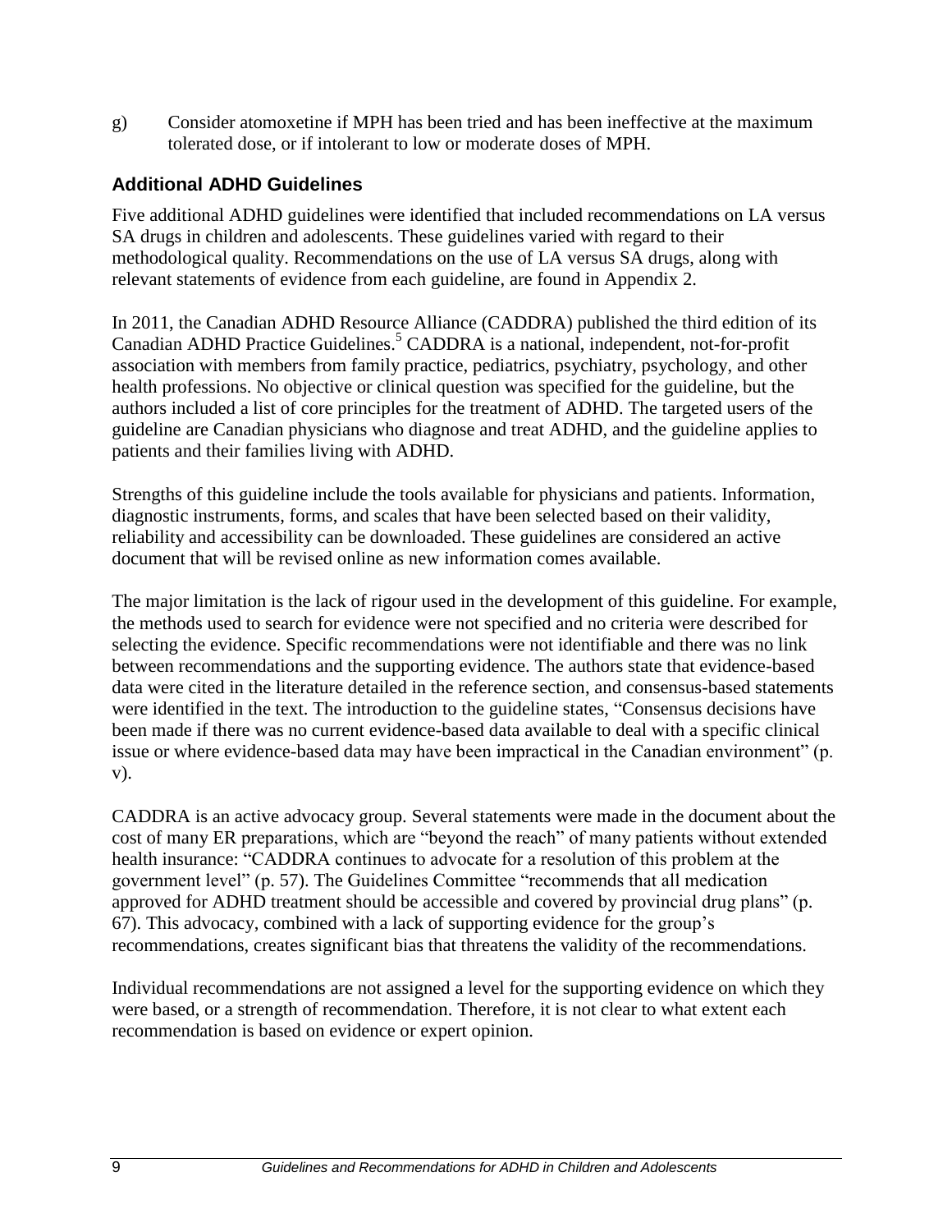g) Consider atomoxetine if MPH has been tried and has been ineffective at the maximum tolerated dose, or if intolerant to low or moderate doses of MPH.

## Additional ADHD Guidelines

Five additional ADHD guidelines were identified that included recommendations on LA versus SA drugs in children and adolescents. These guidelines varied with regard to their methodological quality. Recommendations on the use of LA versus SA drugs, along with relevant statements of evidence from each guideline, are found in Appendix 2.

In 2011, the Canadian ADHD Resource Alliance (CADDRA) published the third edition of its Canadian ADHD Practice Guidelines.[5] CADDRA is a national, independent, not-for-profit association with members from family practice, pediatrics, psychiatry, psychology, and other health professions. No objective or clinical question was specified for the guideline, but the authors included a list of core principles for the treatment of ADHD. The targeted users of the guideline are Canadian physicians who diagnose and treat ADHD, and the guideline applies to patients and their families living with ADHD.

Strengths of this guideline include the tools available for physicians and patients. Information, diagnostic instruments, forms, and scales that have been selected based on their validity, reliability and accessibility can be downloaded. These guidelines are considered an active document that will be revised online as new information comes available.

The major limitation is the lack of rigour used in the development of this guideline. For example, the methods used to search for evidence were not specified and no criteria were described for selecting the evidence. Specific recommendations were not identifiable and there was no link between recommendations and the supporting evidence. The authors state that evidence-based data were cited in the literature detailed in the reference section, and consensus-based statements were identified in the text. The introduction to the guideline states, "Consensus decisions have been made if there was no current evidence-based data available to deal with a specific clinical issue or where evidence-based data may have been impractical in the Canadian environment" (p. v).

CADDRA is an active advocacy group. Several statements were made in the document about the cost of many ER preparations, which are "beyond the reach" of many patients without extended health insurance: "CADDRA continues to advocate for a resolution of this problem at the government level" (p. 57). The Guidelines Committee "recommends that all medication approved for ADHD treatment should be accessible and covered by provincial drug plans" (p. 67). This advocacy, combined with a lack of supporting evidence for the group's recommendations, creates significant bias that threatens the validity of the recommendations.

Individual recommendations are not assigned a level for the supporting evidence on which they were based, or a strength of recommendation. Therefore, it is not clear to what extent each recommendation is based on evidence or expert opinion.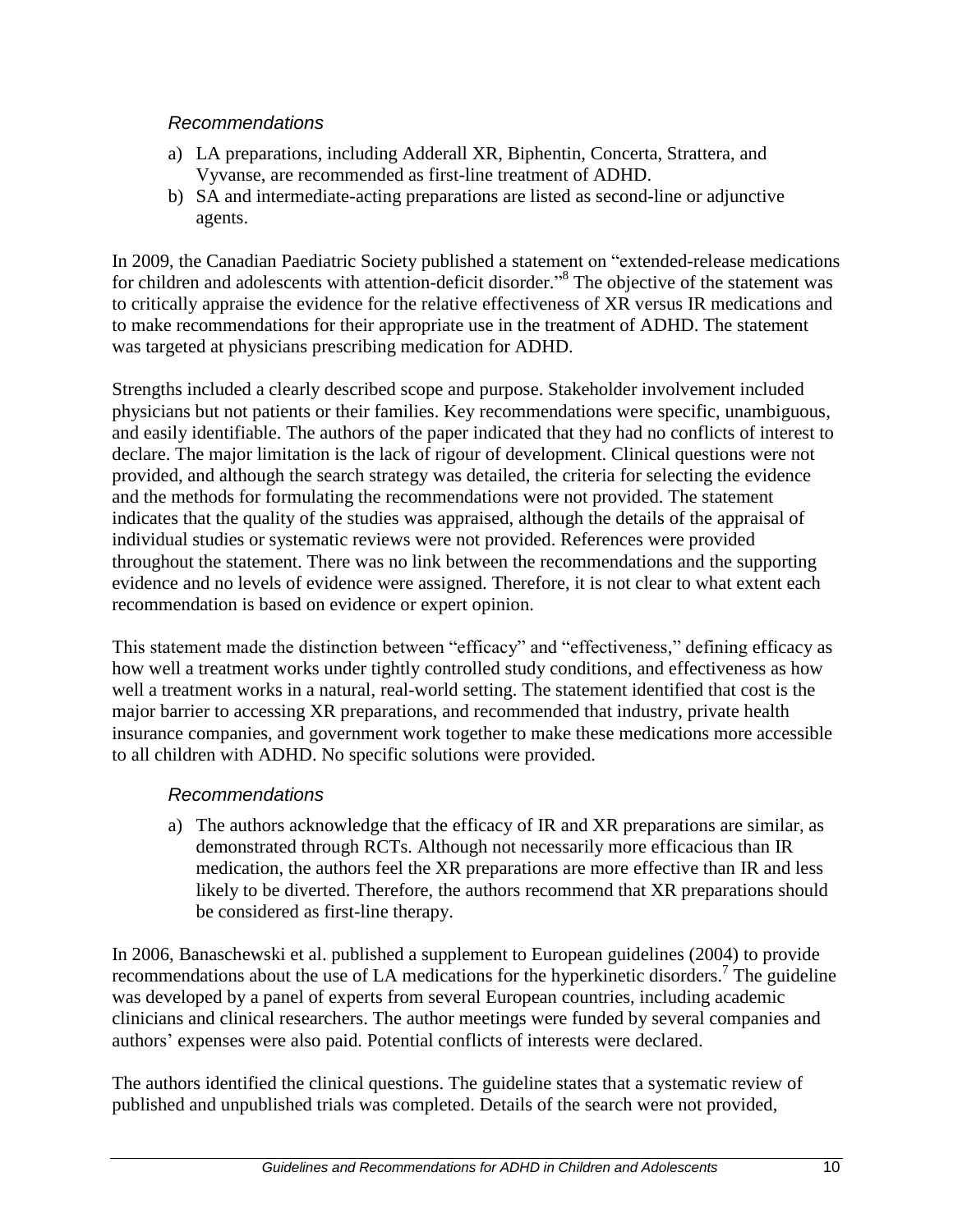### *Recommendations*

a) LA preparations, including Adderall XR, Biphentin, Concerta, Strattera, and Vyvanse, are recommended as first-line treatment of ADHD.
b) SA and intermediate-acting preparations are listed as second-line or adjunctive agents.

In 2009, the Canadian Paediatric Society published a statement on "extended-release medications for children and adolescents with attention-deficit disorder."[8] The objective of the statement was to critically appraise the evidence for the relative effectiveness of XR versus IR medications and to make recommendations for their appropriate use in the treatment of ADHD. The statement was targeted at physicians prescribing medication for ADHD.

Strengths included a clearly described scope and purpose. Stakeholder involvement included physicians but not patients or their families. Key recommendations were specific, unambiguous, and easily identifiable. The authors of the paper indicated that they had no conflicts of interest to declare. The major limitation is the lack of rigour of development. Clinical questions were not provided, and although the search strategy was detailed, the criteria for selecting the evidence and the methods for formulating the recommendations were not provided. The statement indicates that the quality of the studies was appraised, although the details of the appraisal of individual studies or systematic reviews were not provided. References were provided throughout the statement. There was no link between the recommendations and the supporting evidence and no levels of evidence were assigned. Therefore, it is not clear to what extent each recommendation is based on evidence or expert opinion.

This statement made the distinction between "efficacy" and "effectiveness," defining efficacy as how well a treatment works under tightly controlled study conditions, and effectiveness as how well a treatment works in a natural, real-world setting. The statement identified that cost is the major barrier to accessing XR preparations, and recommended that industry, private health insurance companies, and government work together to make these medications more accessible to all children with ADHD. No specific solutions were provided.

### *Recommendations*

a) The authors acknowledge that the efficacy of IR and XR preparations are similar, as demonstrated through RCTs. Although not necessarily more efficacious than IR medication, the authors feel the XR preparations are more effective than IR and less likely to be diverted. Therefore, the authors recommend that XR preparations should be considered as first-line therapy.

In 2006, Banaschewski et al. published a supplement to European guidelines (2004) to provide recommendations about the use of LA medications for the hyperkinetic disorders.[7] The guideline was developed by a panel of experts from several European countries, including academic clinicians and clinical researchers. The author meetings were funded by several companies and authors' expenses were also paid. Potential conflicts of interests were declared.

The authors identified the clinical questions. The guideline states that a systematic review of published and unpublished trials was completed. Details of the search were not provided,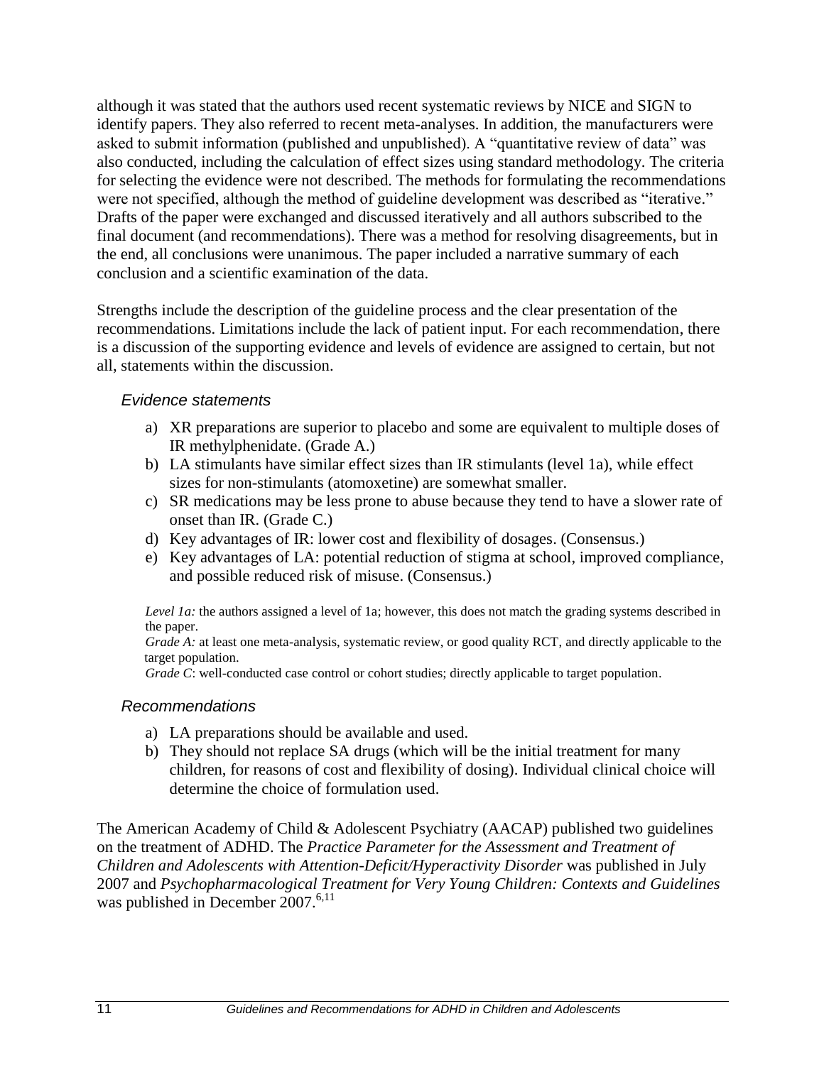although it was stated that the authors used recent systematic reviews by NICE and SIGN to identify papers. They also referred to recent meta-analyses. In addition, the manufacturers were asked to submit information (published and unpublished). A "quantitative review of data" was also conducted, including the calculation of effect sizes using standard methodology. The criteria for selecting the evidence were not described. The methods for formulating the recommendations were not specified, although the method of guideline development was described as "iterative." Drafts of the paper were exchanged and discussed iteratively and all authors subscribed to the final document (and recommendations). There was a method for resolving disagreements, but in the end, all conclusions were unanimous. The paper included a narrative summary of each conclusion and a scientific examination of the data.

Strengths include the description of the guideline process and the clear presentation of the recommendations. Limitations include the lack of patient input. For each recommendation, there is a discussion of the supporting evidence and levels of evidence are assigned to certain, but not all, statements within the discussion.

### *Evidence statements*

a) XR preparations are superior to placebo and some are equivalent to multiple doses of IR methylphenidate. (Grade A.)
b) LA stimulants have similar effect sizes than IR stimulants (level 1a), while effect sizes for non-stimulants (atomoxetine) are somewhat smaller.
c) SR medications may be less prone to abuse because they tend to have a slower rate of onset than IR. (Grade C.)
d) Key advantages of IR: lower cost and flexibility of dosages. (Consensus.)
e) Key advantages of LA: potential reduction of stigma at school, improved compliance, and possible reduced risk of misuse. (Consensus.)

*Level 1a:* the authors assigned a level of 1a; however, this does not match the grading systems described in the paper.
*Grade A:* at least one meta-analysis, systematic review, or good quality RCT, and directly applicable to the target population.
*Grade C*: well-conducted case control or cohort studies; directly applicable to target population.

### *Recommendations*

a) LA preparations should be available and used.
b) They should not replace SA drugs (which will be the initial treatment for many children, for reasons of cost and flexibility of dosing). Individual clinical choice will determine the choice of formulation used.

The American Academy of Child & Adolescent Psychiatry (AACAP) published two guidelines on the treatment of ADHD. The *Practice Parameter for the Assessment and Treatment of Children and Adolescents with Attention-Deficit/Hyperactivity Disorder* was published in July 2007 and *Psychopharmacological Treatment for Very Young Children: Contexts and Guidelines* was published in December 2007.[6,11]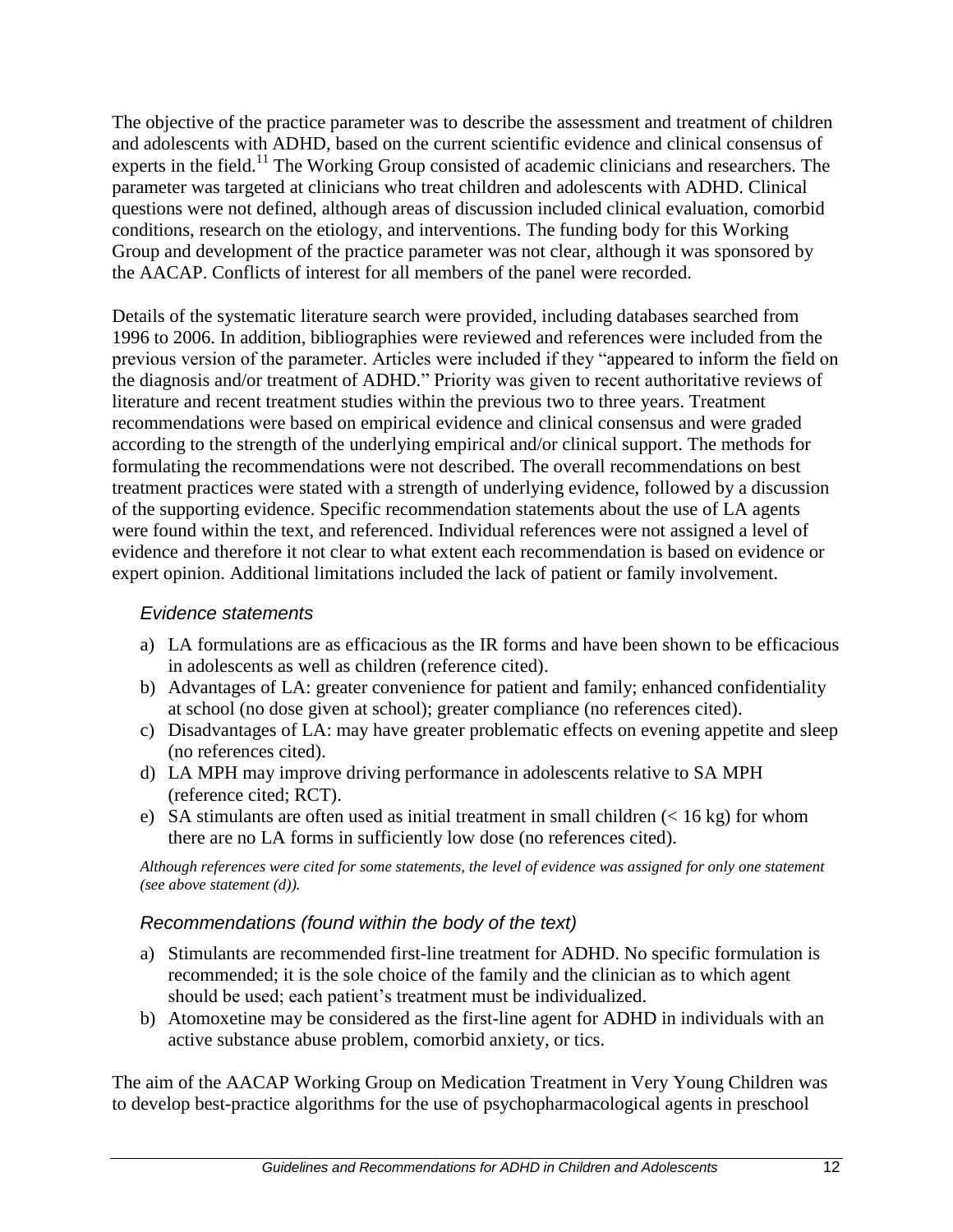The objective of the practice parameter was to describe the assessment and treatment of children and adolescents with ADHD, based on the current scientific evidence and clinical consensus of experts in the field.[11] The Working Group consisted of academic clinicians and researchers. The parameter was targeted at clinicians who treat children and adolescents with ADHD. Clinical questions were not defined, although areas of discussion included clinical evaluation, comorbid conditions, research on the etiology, and interventions. The funding body for this Working Group and development of the practice parameter was not clear, although it was sponsored by the AACAP. Conflicts of interest for all members of the panel were recorded.

Details of the systematic literature search were provided, including databases searched from 1996 to 2006. In addition, bibliographies were reviewed and references were included from the previous version of the parameter. Articles were included if they "appeared to inform the field on the diagnosis and/or treatment of ADHD." Priority was given to recent authoritative reviews of literature and recent treatment studies within the previous two to three years. Treatment recommendations were based on empirical evidence and clinical consensus and were graded according to the strength of the underlying empirical and/or clinical support. The methods for formulating the recommendations were not described. The overall recommendations on best treatment practices were stated with a strength of underlying evidence, followed by a discussion of the supporting evidence. Specific recommendation statements about the use of LA agents were found within the text, and referenced. Individual references were not assigned a level of evidence and therefore it not clear to what extent each recommendation is based on evidence or expert opinion. Additional limitations included the lack of patient or family involvement.

### *Evidence statements*

a) LA formulations are as efficacious as the IR forms and have been shown to be efficacious in adolescents as well as children (reference cited).
b) Advantages of LA: greater convenience for patient and family; enhanced confidentiality at school (no dose given at school); greater compliance (no references cited).
c) Disadvantages of LA: may have greater problematic effects on evening appetite and sleep (no references cited).
d) LA MPH may improve driving performance in adolescents relative to SA MPH (reference cited; RCT).
e) SA stimulants are often used as initial treatment in small children (< 16 kg) for whom there are no LA forms in sufficiently low dose (no references cited).

*Although references were cited for some statements, the level of evidence was assigned for only one statement (see above statement (d)).*

### *Recommendations (found within the body of the text)*

a) Stimulants are recommended first-line treatment for ADHD. No specific formulation is recommended; it is the sole choice of the family and the clinician as to which agent should be used; each patient's treatment must be individualized.
b) Atomoxetine may be considered as the first-line agent for ADHD in individuals with an active substance abuse problem, comorbid anxiety, or tics.

The aim of the AACAP Working Group on Medication Treatment in Very Young Children was to develop best-practice algorithms for the use of psychopharmacological agents in preschool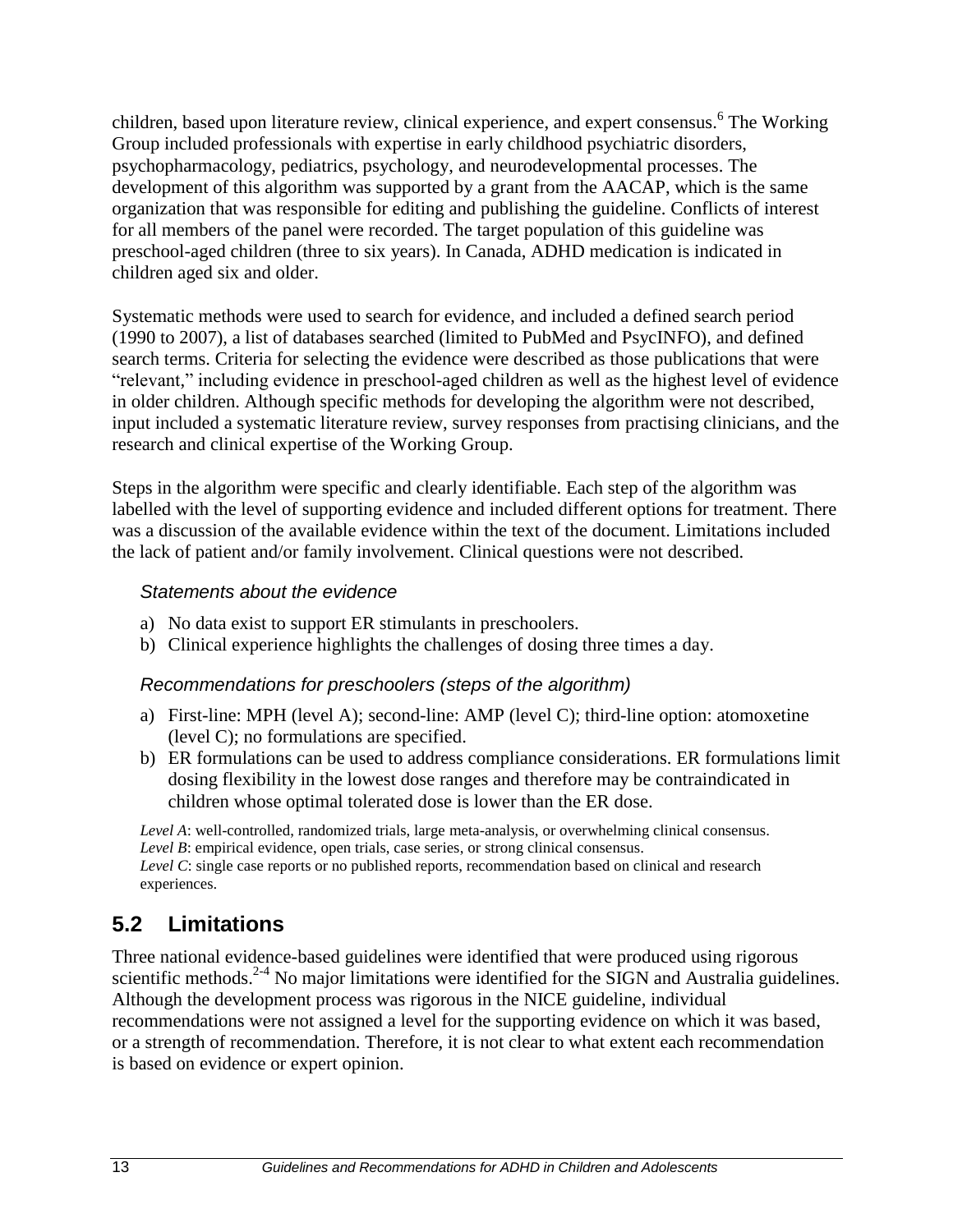children, based upon literature review, clinical experience, and expert consensus.[6] The Working Group included professionals with expertise in early childhood psychiatric disorders, psychopharmacology, pediatrics, psychology, and neurodevelopmental processes. The development of this algorithm was supported by a grant from the AACAP, which is the same organization that was responsible for editing and publishing the guideline. Conflicts of interest for all members of the panel were recorded. The target population of this guideline was preschool-aged children (three to six years). In Canada, ADHD medication is indicated in children aged six and older.

Systematic methods were used to search for evidence, and included a defined search period (1990 to 2007), a list of databases searched (limited to PubMed and PsycINFO), and defined search terms. Criteria for selecting the evidence were described as those publications that were "relevant," including evidence in preschool-aged children as well as the highest level of evidence in older children. Although specific methods for developing the algorithm were not described, input included a systematic literature review, survey responses from practising clinicians, and the research and clinical expertise of the Working Group.

Steps in the algorithm were specific and clearly identifiable. Each step of the algorithm was labelled with the level of supporting evidence and included different options for treatment. There was a discussion of the available evidence within the text of the document. Limitations included the lack of patient and/or family involvement. Clinical questions were not described.

#### *Statements about the evidence*

a) No data exist to support ER stimulants in preschoolers.
b) Clinical experience highlights the challenges of dosing three times a day.

#### *Recommendations for preschoolers (steps of the algorithm)*

a) First-line: MPH (level A); second-line: AMP (level C); third-line option: atomoxetine (level C); no formulations are specified.
b) ER formulations can be used to address compliance considerations. ER formulations limit dosing flexibility in the lowest dose ranges and therefore may be contraindicated in children whose optimal tolerated dose is lower than the ER dose.

*Level A*: well-controlled, randomized trials, large meta-analysis, or overwhelming clinical consensus.
*Level B*: empirical evidence, open trials, case series, or strong clinical consensus.
*Level C*: single case reports or no published reports, recommendation based on clinical and research experiences.

## 5.2 Limitations

Three national evidence-based guidelines were identified that were produced using rigorous scientific methods.[2-4] No major limitations were identified for the SIGN and Australia guidelines. Although the development process was rigorous in the NICE guideline, individual recommendations were not assigned a level for the supporting evidence on which it was based, or a strength of recommendation. Therefore, it is not clear to what extent each recommendation is based on evidence or expert opinion.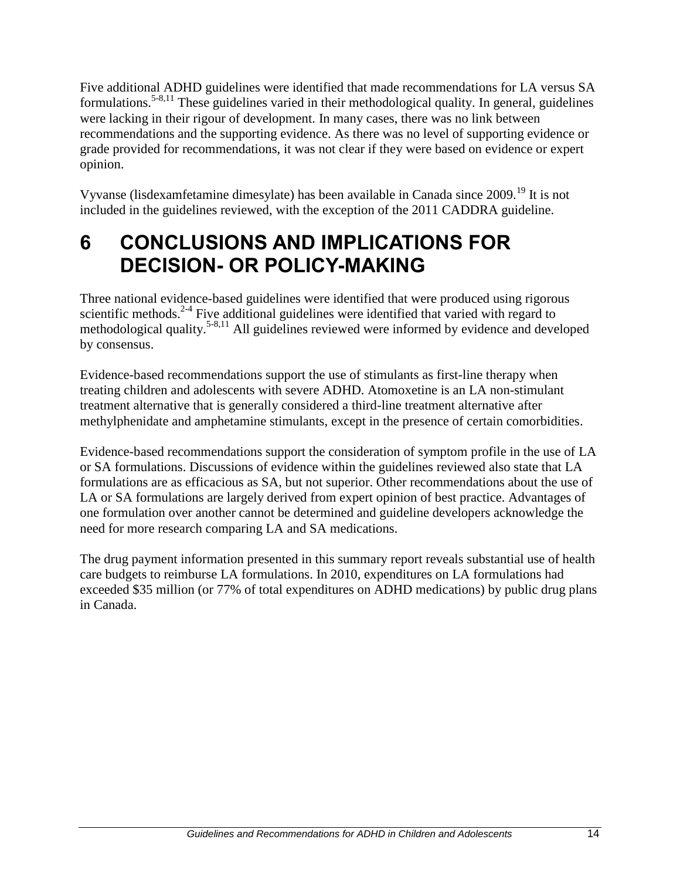Five additional ADHD guidelines were identified that made recommendations for LA versus SA formulations.[5-8,11] These guidelines varied in their methodological quality. In general, guidelines were lacking in their rigour of development. In many cases, there was no link between recommendations and the supporting evidence. As there was no level of supporting evidence or grade provided for recommendations, it was not clear if they were based on evidence or expert opinion.

Vyvanse (lisdexamfetamine dimesylate) has been available in Canada since 2009.[19] It is not included in the guidelines reviewed, with the exception of the 2011 CADDRA guideline.

# 6 CONCLUSIONS AND IMPLICATIONS FOR DECISION- OR POLICY-MAKING

Three national evidence-based guidelines were identified that were produced using rigorous scientific methods.[2-4] Five additional guidelines were identified that varied with regard to methodological quality.[5-8,11] All guidelines reviewed were informed by evidence and developed by consensus.

Evidence-based recommendations support the use of stimulants as first-line therapy when treating children and adolescents with severe ADHD. Atomoxetine is an LA non-stimulant treatment alternative that is generally considered a third-line treatment alternative after methylphenidate and amphetamine stimulants, except in the presence of certain comorbidities.

Evidence-based recommendations support the consideration of symptom profile in the use of LA or SA formulations. Discussions of evidence within the guidelines reviewed also state that LA formulations are as efficacious as SA, but not superior. Other recommendations about the use of LA or SA formulations are largely derived from expert opinion of best practice. Advantages of one formulation over another cannot be determined and guideline developers acknowledge the need for more research comparing LA and SA medications.

The drug payment information presented in this summary report reveals substantial use of health care budgets to reimburse LA formulations. In 2010, expenditures on LA formulations had exceeded $35 million (or 77% of total expenditures on ADHD medications) by public drug plans in Canada.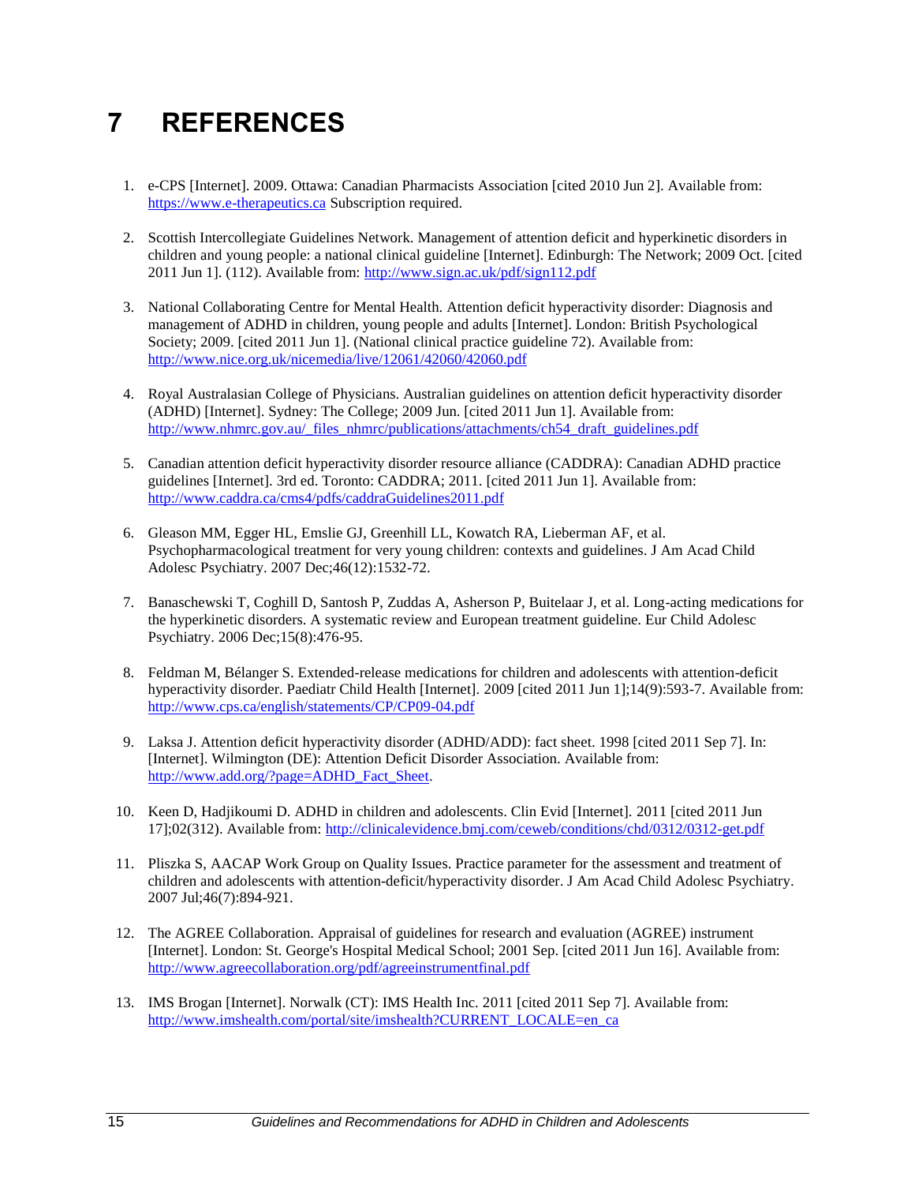# 7 REFERENCES

1. e-CPS [Internet]. 2009. Ottawa: Canadian Pharmacists Association [cited 2010 Jun 2]. Available from: https://www.e-therapeutics.ca Subscription required.

2. Scottish Intercollegiate Guidelines Network. Management of attention deficit and hyperkinetic disorders in children and young people: a national clinical guideline [Internet]. Edinburgh: The Network; 2009 Oct. [cited 2011 Jun 1]. (112). Available from: http://www.sign.ac.uk/pdf/sign112.pdf

3. National Collaborating Centre for Mental Health. Attention deficit hyperactivity disorder: Diagnosis and management of ADHD in children, young people and adults [Internet]. London: British Psychological Society; 2009. [cited 2011 Jun 1]. (National clinical practice guideline 72). Available from: http://www.nice.org.uk/nicemedia/live/12061/42060/42060.pdf

4. Royal Australasian College of Physicians. Australian guidelines on attention deficit hyperactivity disorder (ADHD) [Internet]. Sydney: The College; 2009 Jun. [cited 2011 Jun 1]. Available from: http://www.nhmrc.gov.au/_files_nhmrc/publications/attachments/ch54_draft_guidelines.pdf

5. Canadian attention deficit hyperactivity disorder resource alliance (CADDRA): Canadian ADHD practice guidelines [Internet]. 3rd ed. Toronto: CADDRA; 2011. [cited 2011 Jun 1]. Available from: http://www.caddra.ca/cms4/pdfs/caddraGuidelines2011.pdf

6. Gleason MM, Egger HL, Emslie GJ, Greenhill LL, Kowatch RA, Lieberman AF, et al. Psychopharmacological treatment for very young children: contexts and guidelines. J Am Acad Child Adolesc Psychiatry. 2007 Dec;46(12):1532-72.

7. Banaschewski T, Coghill D, Santosh P, Zuddas A, Asherson P, Buitelaar J, et al. Long-acting medications for the hyperkinetic disorders. A systematic review and European treatment guideline. Eur Child Adolesc Psychiatry. 2006 Dec;15(8):476-95.

8. Feldman M, Bélanger S. Extended-release medications for children and adolescents with attention-deficit hyperactivity disorder. Paediatr Child Health [Internet]. 2009 [cited 2011 Jun 1];14(9):593-7. Available from: http://www.cps.ca/english/statements/CP/CP09-04.pdf

9. Laksa J. Attention deficit hyperactivity disorder (ADHD/ADD): fact sheet. 1998 [cited 2011 Sep 7]. In: [Internet]. Wilmington (DE): Attention Deficit Disorder Association. Available from: http://www.add.org/?page=ADHD_Fact_Sheet.

10. Keen D, Hadjikoumi D. ADHD in children and adolescents. Clin Evid [Internet]. 2011 [cited 2011 Jun 17];02(312). Available from: http://clinicalevidence.bmj.com/ceweb/conditions/chd/0312/0312-get.pdf

11. Pliszka S, AACAP Work Group on Quality Issues. Practice parameter for the assessment and treatment of children and adolescents with attention-deficit/hyperactivity disorder. J Am Acad Child Adolesc Psychiatry. 2007 Jul;46(7):894-921.

12. The AGREE Collaboration. Appraisal of guidelines for research and evaluation (AGREE) instrument [Internet]. London: St. George's Hospital Medical School; 2001 Sep. [cited 2011 Jun 16]. Available from: http://www.agreecollaboration.org/pdf/agreeinstrumentfinal.pdf

13. IMS Brogan [Internet]. Norwalk (CT): IMS Health Inc. 2011 [cited 2011 Sep 7]. Available from: http://www.imshealth.com/portal/site/imshealth?CURRENT_LOCALE=en_ca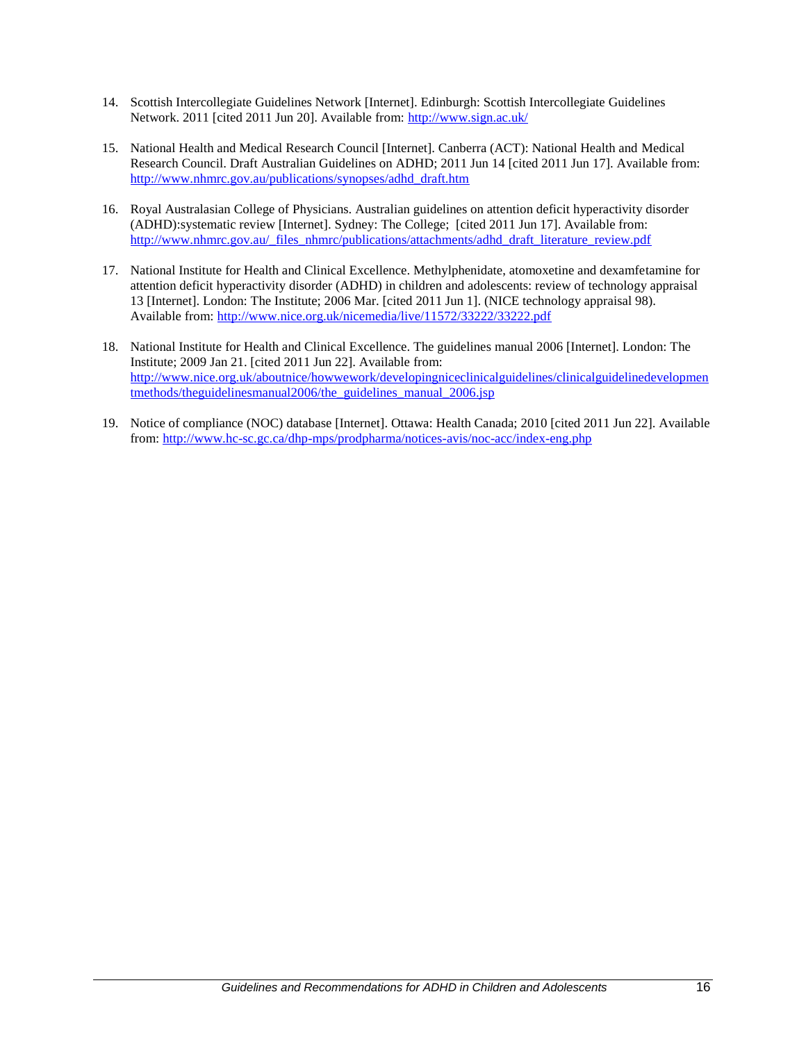14. Scottish Intercollegiate Guidelines Network [Internet]. Edinburgh: Scottish Intercollegiate Guidelines Network. 2011 [cited 2011 Jun 20]. Available from: http://www.sign.ac.uk/

15. National Health and Medical Research Council [Internet]. Canberra (ACT): National Health and Medical Research Council. Draft Australian Guidelines on ADHD; 2011 Jun 14 [cited 2011 Jun 17]. Available from: http://www.nhmrc.gov.au/publications/synopses/adhd_draft.htm

16. Royal Australasian College of Physicians. Australian guidelines on attention deficit hyperactivity disorder (ADHD):systematic review [Internet]. Sydney: The College; [cited 2011 Jun 17]. Available from: http://www.nhmrc.gov.au/_files_nhmrc/publications/attachments/adhd_draft_literature_review.pdf

17. National Institute for Health and Clinical Excellence. Methylphenidate, atomoxetine and dexamfetamine for attention deficit hyperactivity disorder (ADHD) in children and adolescents: review of technology appraisal 13 [Internet]. London: The Institute; 2006 Mar. [cited 2011 Jun 1]. (NICE technology appraisal 98). Available from: http://www.nice.org.uk/nicemedia/live/11572/33222/33222.pdf

18. National Institute for Health and Clinical Excellence. The guidelines manual 2006 [Internet]. London: The Institute; 2009 Jan 21. [cited 2011 Jun 22]. Available from: http://www.nice.org.uk/aboutnice/howwework/developingniceclinicalguidelines/clinicalguidelinedevelopmentmethods/theguidelinesmanual2006/the_guidelines_manual_2006.jsp

19. Notice of compliance (NOC) database [Internet]. Ottawa: Health Canada; 2010 [cited 2011 Jun 22]. Available from: http://www.hc-sc.gc.ca/dhp-mps/prodpharma/notices-avis/noc-acc/index-eng.php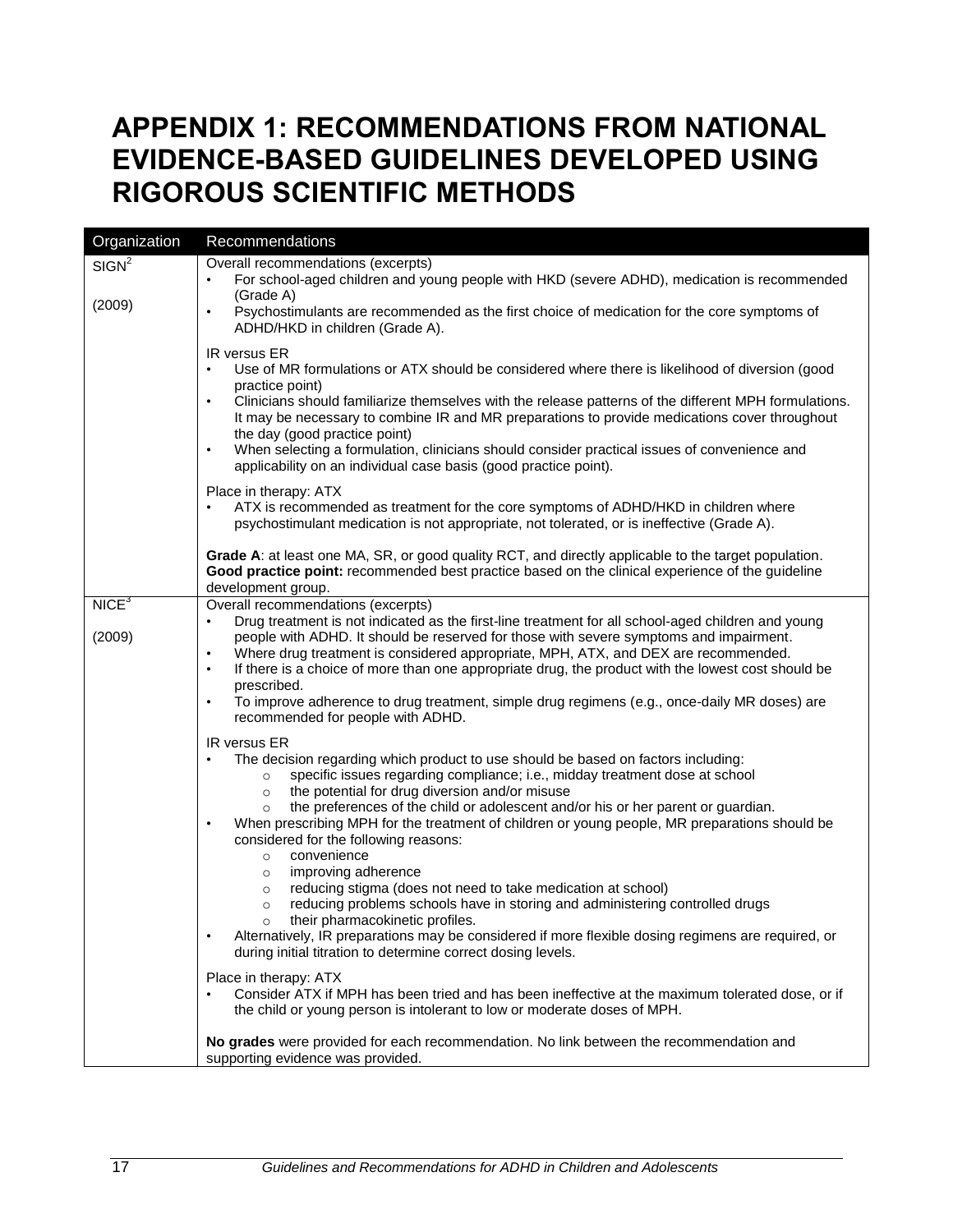# APPENDIX 1: RECOMMENDATIONS FROM NATIONAL EVIDENCE-BASED GUIDELINES DEVELOPED USING RIGOROUS SCIENTIFIC METHODS

| Organization | Recommendations |
|---|---|
| SIGN[2]<br><br>(2009) | Overall recommendations (excerpts)<br>• For school-aged children and young people with HKD (severe ADHD), medication is recommended (Grade A)<br>• Psychostimulants are recommended as the first choice of medication for the core symptoms of ADHD/HKD in children (Grade A).<br><br>IR versus ER<br>• Use of MR formulations or ATX should be considered where there is likelihood of diversion (good practice point)<br>• Clinicians should familiarize themselves with the release patterns of the different MPH formulations. It may be necessary to combine IR and MR preparations to provide medications cover throughout the day (good practice point)<br>• When selecting a formulation, clinicians should consider practical issues of convenience and applicability on an individual case basis (good practice point).<br><br>Place in therapy: ATX<br>• ATX is recommended as treatment for the core symptoms of ADHD/HKD in children where psychostimulant medication is not appropriate, not tolerated, or is ineffective (Grade A).<br><br>**Grade A**: at least one MA, SR, or good quality RCT, and directly applicable to the target population.<br>**Good practice point:** recommended best practice based on the clinical experience of the guideline development group. |
| NICE[3]<br><br>(2009) | Overall recommendations (excerpts)<br>• Drug treatment is not indicated as the first-line treatment for all school-aged children and young people with ADHD. It should be reserved for those with severe symptoms and impairment.<br>• Where drug treatment is considered appropriate, MPH, ATX, and DEX are recommended.<br>• If there is a choice of more than one appropriate drug, the product with the lowest cost should be prescribed.<br>• To improve adherence to drug treatment, simple drug regimens (e.g., once-daily MR doses) are recommended for people with ADHD.<br><br>IR versus ER<br>• The decision regarding which product to use should be based on factors including:<br>  ○ specific issues regarding compliance; i.e., midday treatment dose at school<br>  ○ the potential for drug diversion and/or misuse<br>  ○ the preferences of the child or adolescent and/or his or her parent or guardian.<br>• When prescribing MPH for the treatment of children or young people, MR preparations should be considered for the following reasons:<br>  ○ convenience<br>  ○ improving adherence<br>  ○ reducing stigma (does not need to take medication at school)<br>  ○ reducing problems schools have in storing and administering controlled drugs<br>  ○ their pharmacokinetic profiles.<br>• Alternatively, IR preparations may be considered if more flexible dosing regimens are required, or during initial titration to determine correct dosing levels.<br><br>Place in therapy: ATX<br>• Consider ATX if MPH has been tried and has been ineffective at the maximum tolerated dose, or if the child or young person is intolerant to low or moderate doses of MPH.<br><br>**No grades** were provided for each recommendation. No link between the recommendation and supporting evidence was provided. |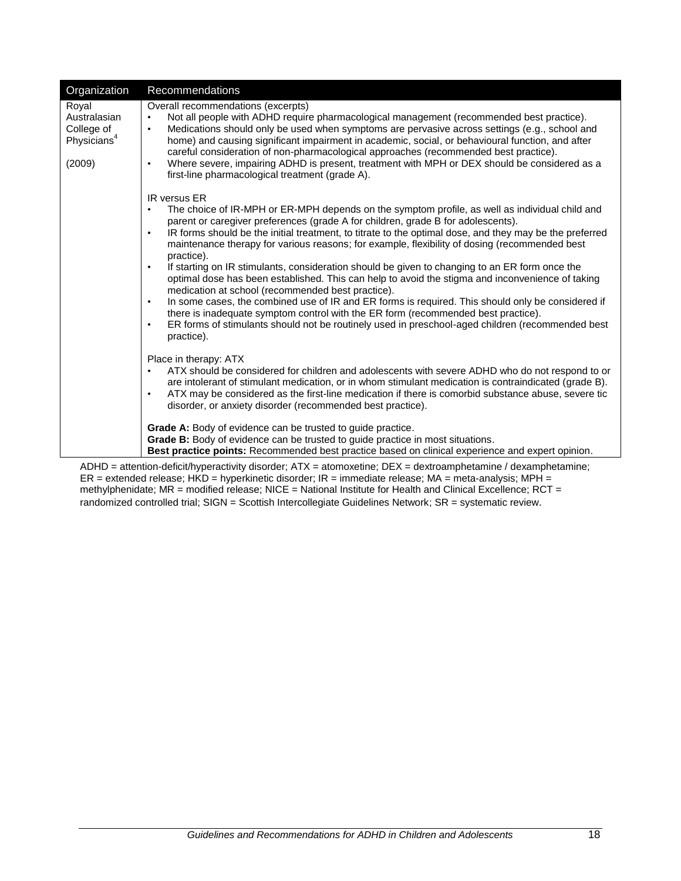| Organization | Recommendations |
|---|---|
| Royal Australasian College of Physicians[4] (2009) | Overall recommendations (excerpts)<br>• Not all people with ADHD require pharmacological management (recommended best practice).<br>• Medications should only be used when symptoms are pervasive across settings (e.g., school and home) and causing significant impairment in academic, social, or behavioural function, and after careful consideration of non-pharmacological approaches (recommended best practice).<br>• Where severe, impairing ADHD is present, treatment with MPH or DEX should be considered as a first-line pharmacological treatment (grade A).<br><br>IR versus ER<br>• The choice of IR-MPH or ER-MPH depends on the symptom profile, as well as individual child and parent or caregiver preferences (grade A for children, grade B for adolescents).<br>• IR forms should be the initial treatment, to titrate to the optimal dose, and they may be the preferred maintenance therapy for various reasons; for example, flexibility of dosing (recommended best practice).<br>• If starting on IR stimulants, consideration should be given to changing to an ER form once the optimal dose has been established. This can help to avoid the stigma and inconvenience of taking medication at school (recommended best practice).<br>• In some cases, the combined use of IR and ER forms is required. This should only be considered if there is inadequate symptom control with the ER form (recommended best practice).<br>• ER forms of stimulants should not be routinely used in preschool-aged children (recommended best practice).<br><br>Place in therapy: ATX<br>• ATX should be considered for children and adolescents with severe ADHD who do not respond to or are intolerant of stimulant medication, or in whom stimulant medication is contraindicated (grade B).<br>• ATX may be considered as the first-line medication if there is comorbid substance abuse, severe tic disorder, or anxiety disorder (recommended best practice).<br><br>**Grade A:** Body of evidence can be trusted to guide practice.<br>**Grade B:** Body of evidence can be trusted to guide practice in most situations.<br>**Best practice points:** Recommended best practice based on clinical experience and expert opinion. |

ADHD = attention-deficit/hyperactivity disorder; ATX = atomoxetine; DEX = dextroamphetamine / dexamphetamine; ER = extended release; HKD = hyperkinetic disorder; IR = immediate release; MA = meta-analysis; MPH = methylphenidate; MR = modified release; NICE = National Institute for Health and Clinical Excellence; RCT = randomized controlled trial; SIGN = Scottish Intercollegiate Guidelines Network; SR = systematic review.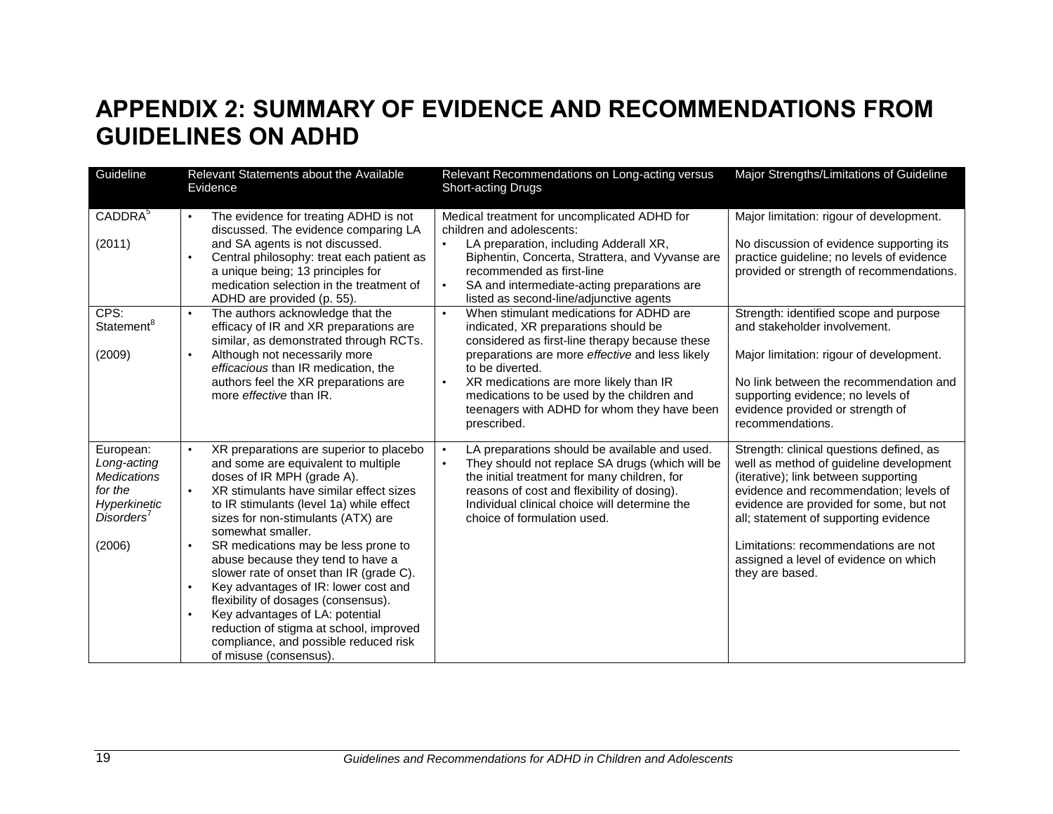# APPENDIX 2: SUMMARY OF EVIDENCE AND RECOMMENDATIONS FROM GUIDELINES ON ADHD

| Guideline | Relevant Statements about the Available Evidence | Relevant Recommendations on Long-acting versus Short-acting Drugs | Major Strengths/Limitations of Guideline |
|---|---|---|---|
| CADDRA[5]<br><br>(2011) | • The evidence for treating ADHD is not discussed. The evidence comparing LA and SA agents is not discussed.<br>• Central philosophy: treat each patient as a unique being; 13 principles for medication selection in the treatment of ADHD are provided (p. 55). | Medical treatment for uncomplicated ADHD for children and adolescents:<br>• LA preparation, including Adderall XR, Biphentin, Concerta, Strattera, and Vyvanse are recommended as first-line<br>• SA and intermediate-acting preparations are listed as second-line/adjunctive agents | Major limitation: rigour of development.<br><br>No discussion of evidence supporting its practice guideline; no levels of evidence provided or strength of recommendations. |
| CPS: Statement[8]<br><br>(2009) | • The authors acknowledge that the efficacy of IR and XR preparations are similar, as demonstrated through RCTs.<br>• Although not necessarily more *efficacious* than IR medication, the authors feel the XR preparations are more *effective* than IR. | • When stimulant medications for ADHD are indicated, XR preparations should be considered as first-line therapy because these preparations are more *effective* and less likely to be diverted.<br>• XR medications are more likely than IR medications to be used by the children and teenagers with ADHD for whom they have been prescribed. | Strength: identified scope and purpose and stakeholder involvement.<br><br>Major limitation: rigour of development.<br><br>No link between the recommendation and supporting evidence; no levels of evidence provided or strength of recommendations. |
| European: *Long-acting Medications for the Hyperkinetic Disorders*[7]<br><br>(2006) | • XR preparations are superior to placebo and some are equivalent to multiple doses of IR MPH (grade A).<br>• XR stimulants have similar effect sizes to IR stimulants (level 1a) while effect sizes for non-stimulants (ATX) are somewhat smaller.<br>• SR medications may be less prone to abuse because they tend to have a slower rate of onset than IR (grade C).<br>• Key advantages of IR: lower cost and flexibility of dosages (consensus).<br>• Key advantages of LA: potential reduction of stigma at school, improved compliance, and possible reduced risk of misuse (consensus). | • LA preparations should be available and used.<br>• They should not replace SA drugs (which will be the initial treatment for many children, for reasons of cost and flexibility of dosing). Individual clinical choice will determine the choice of formulation used. | Strength: clinical questions defined, as well as method of guideline development (iterative); link between supporting evidence and recommendation; levels of evidence are provided for some, but not all; statement of supporting evidence<br><br>Limitations: recommendations are not assigned a level of evidence on which they are based. |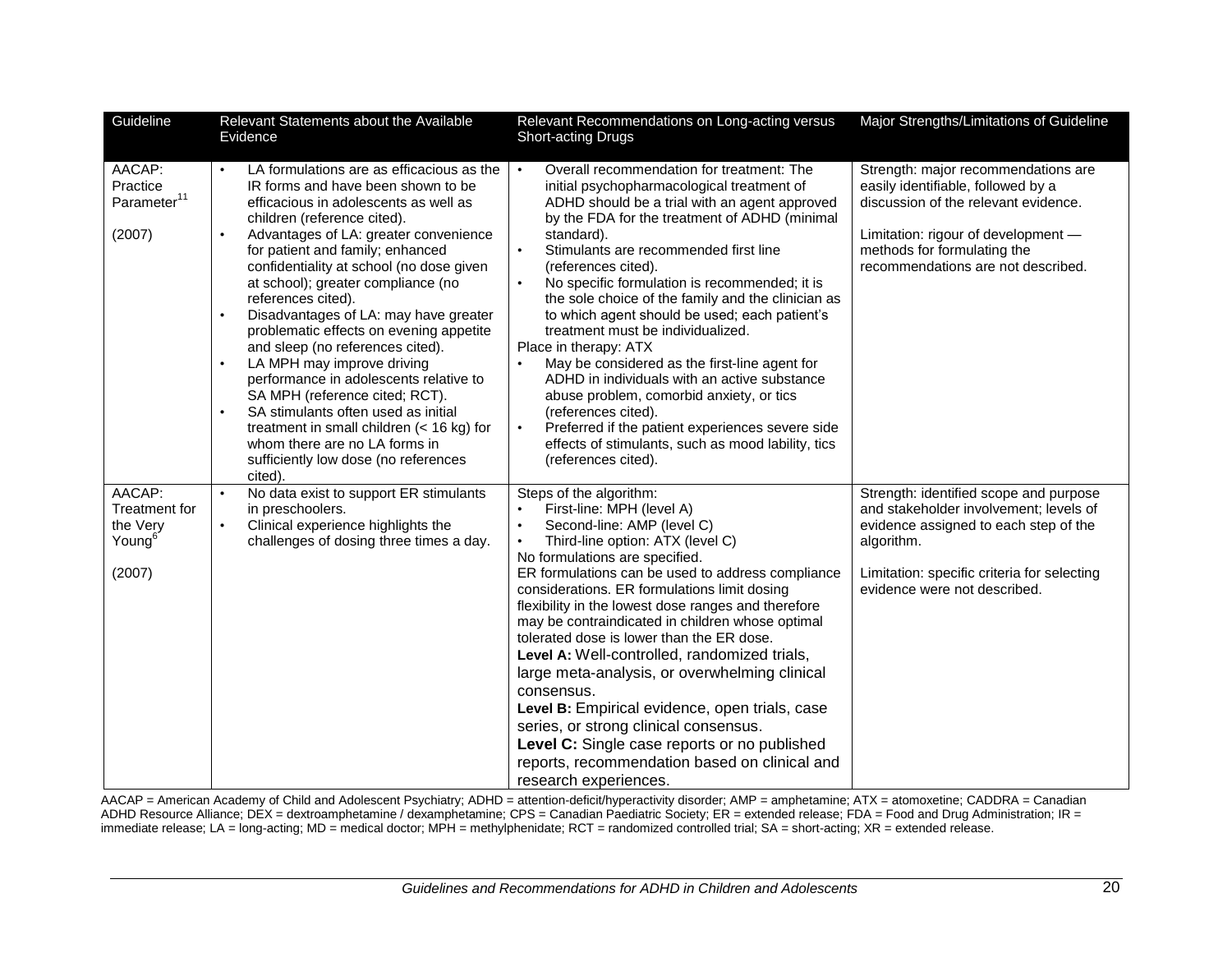| Guideline | Relevant Statements about the Available Evidence | Relevant Recommendations on Long-acting versus Short-acting Drugs | Major Strengths/Limitations of Guideline |
|---|---|---|---|
| AACAP: Practice Parameter[11] (2007) | • LA formulations are as efficacious as the IR forms and have been shown to be efficacious in adolescents as well as children (reference cited).<br>• Advantages of LA: greater convenience for patient and family; enhanced confidentiality at school (no dose given at school); greater compliance (no references cited).<br>• Disadvantages of LA: may have greater problematic effects on evening appetite and sleep (no references cited).<br>• LA MPH may improve driving performance in adolescents relative to SA MPH (reference cited; RCT).<br>• SA stimulants often used as initial treatment in small children (< 16 kg) for whom there are no LA forms in sufficiently low dose (no references cited). | • Overall recommendation for treatment: The initial psychopharmacological treatment of ADHD should be a trial with an agent approved by the FDA for the treatment of ADHD (minimal standard).<br>• Stimulants are recommended first line (references cited).<br>• No specific formulation is recommended; it is the sole choice of the family and the clinician as to which agent should be used; each patient's treatment must be individualized.<br>Place in therapy: ATX<br>• May be considered as the first-line agent for ADHD in individuals with an active substance abuse problem, comorbid anxiety, or tics (references cited).<br>• Preferred if the patient experiences severe side effects of stimulants, such as mood lability, tics (references cited). | Strength: major recommendations are easily identifiable, followed by a discussion of the relevant evidence.<br><br>Limitation: rigour of development — methods for formulating the recommendations are not described. |
| AACAP: Treatment for the Very Young[6] (2007) | • No data exist to support ER stimulants in preschoolers.<br>• Clinical experience highlights the challenges of dosing three times a day. | Steps of the algorithm:<br>• First-line: MPH (level A)<br>• Second-line: AMP (level C)<br>• Third-line option: ATX (level C)<br>No formulations are specified.<br>ER formulations can be used to address compliance considerations. ER formulations limit dosing flexibility in the lowest dose ranges and therefore may be contraindicated in children whose optimal tolerated dose is lower than the ER dose.<br>**Level A:** Well-controlled, randomized trials, large meta-analysis, or overwhelming clinical consensus.<br>**Level B:** Empirical evidence, open trials, case series, or strong clinical consensus.<br>**Level C:** Single case reports or no published reports, recommendation based on clinical and research experiences. | Strength: identified scope and purpose and stakeholder involvement; levels of evidence assigned to each step of the algorithm.<br><br>Limitation: specific criteria for selecting evidence were not described. |

AACAP = American Academy of Child and Adolescent Psychiatry; ADHD = attention-deficit/hyperactivity disorder; AMP = amphetamine; ATX = atomoxetine; CADDRA = Canadian ADHD Resource Alliance; DEX = dextroamphetamine / dexamphetamine; CPS = Canadian Paediatric Society; ER = extended release; FDA = Food and Drug Administration; IR = immediate release; LA = long-acting; MD = medical doctor; MPH = methylphenidate; RCT = randomized controlled trial; SA = short-acting; XR = extended release.